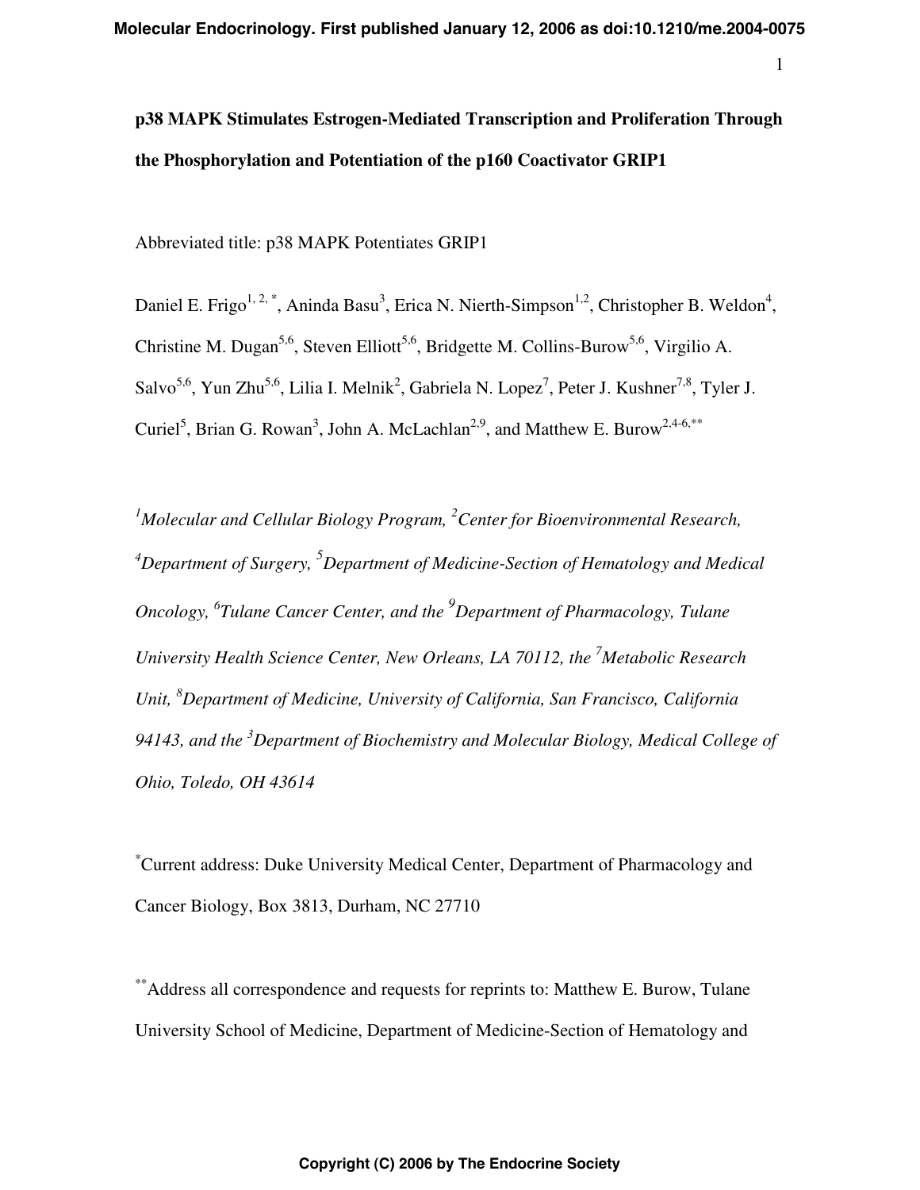# p38 MAPK Stimulates Estrogen-Mediated Transcription and Proliferation Through the Phosphorylation and Potentiation of the p160 Coactivator GRIP1

Abbreviated title: p38 MAPK Potentiates GRIP1

Daniel E. Frigo[1, 2, *], Aninda Basu[3], Erica N. Nierth-Simpson[1,2], Christopher B. Weldon[4], Christine M. Dugan[5,6], Steven Elliott[5,6], Bridgette M. Collins-Burow[5,6], Virgilio A. Salvo[5,6], Yun Zhu[5,6], Lilia I. Melnik[2], Gabriela N. Lopez[7], Peter J. Kushner[7,8], Tyler J. Curiel[5], Brian G. Rowan[3], John A. McLachlan[2,9], and Matthew E. Burow[2,4-6,**]

*[1]Molecular and Cellular Biology Program, [2]Center for Bioenvironmental Research, [4]Department of Surgery, [5]Department of Medicine-Section of Hematology and Medical Oncology, [6]Tulane Cancer Center, and the [9]Department of Pharmacology, Tulane University Health Science Center, New Orleans, LA 70112, the [7]Metabolic Research Unit, [8]Department of Medicine, University of California, San Francisco, California 94143, and the [3]Department of Biochemistry and Molecular Biology, Medical College of Ohio, Toledo, OH 43614*

[*]Current address: Duke University Medical Center, Department of Pharmacology and Cancer Biology, Box 3813, Durham, NC 27710

[**]Address all correspondence and requests for reprints to: Matthew E. Burow, Tulane University School of Medicine, Department of Medicine-Section of Hematology and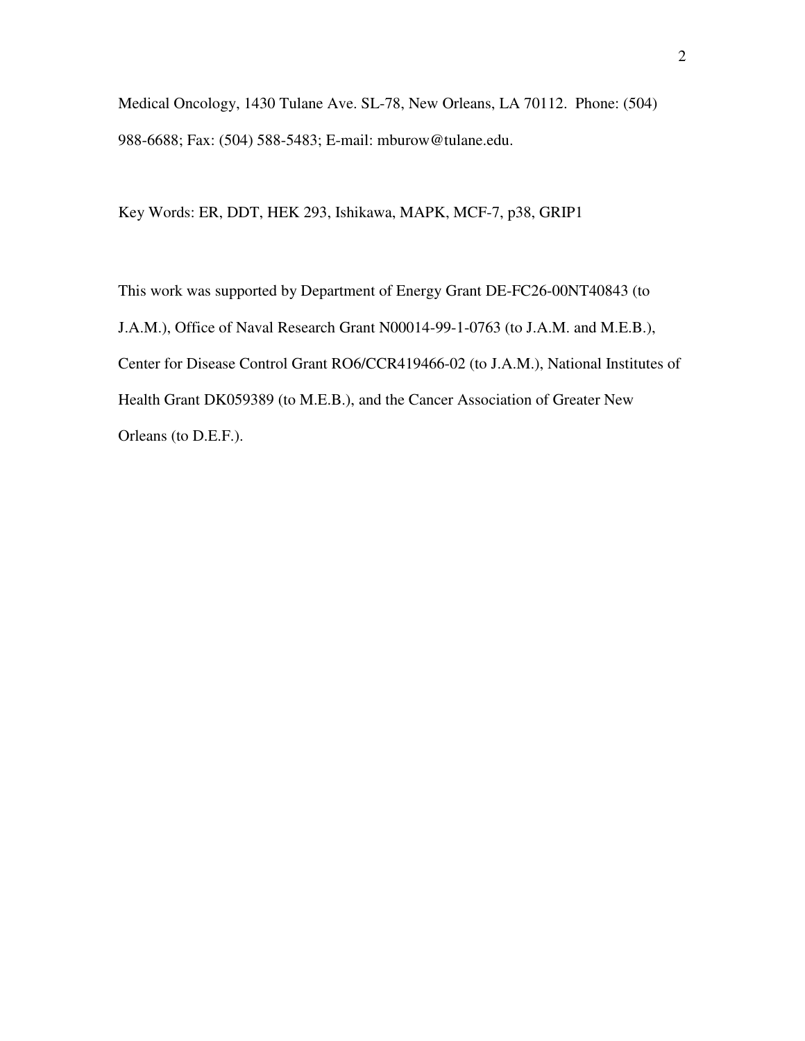Medical Oncology, 1430 Tulane Ave. SL-78, New Orleans, LA 70112. Phone: (504) 988-6688; Fax: (504) 588-5483; E-mail: mburow@tulane.edu.

Key Words: ER, DDT, HEK 293, Ishikawa, MAPK, MCF-7, p38, GRIP1

This work was supported by Department of Energy Grant DE-FC26-00NT40843 (to J.A.M.), Office of Naval Research Grant N00014-99-1-0763 (to J.A.M. and M.E.B.), Center for Disease Control Grant RO6/CCR419466-02 (to J.A.M.), National Institutes of Health Grant DK059389 (to M.E.B.), and the Cancer Association of Greater New Orleans (to D.E.F.).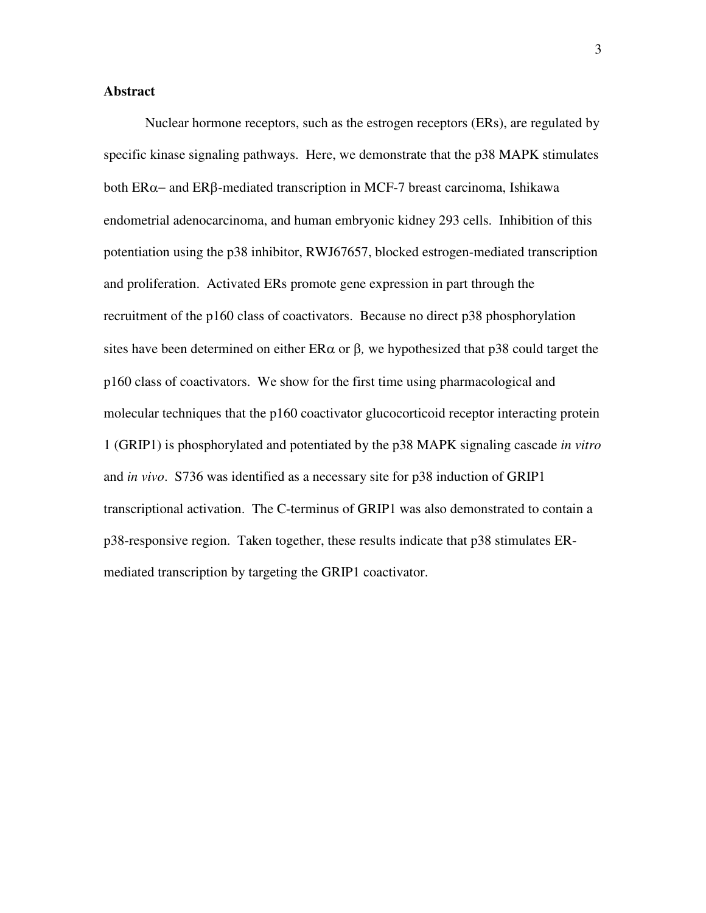**Abstract**

Nuclear hormone receptors, such as the estrogen receptors (ERs), are regulated by specific kinase signaling pathways. Here, we demonstrate that the p38 MAPK stimulates both ERα− and ERβ-mediated transcription in MCF-7 breast carcinoma, Ishikawa endometrial adenocarcinoma, and human embryonic kidney 293 cells. Inhibition of this potentiation using the p38 inhibitor, RWJ67657, blocked estrogen-mediated transcription and proliferation. Activated ERs promote gene expression in part through the recruitment of the p160 class of coactivators. Because no direct p38 phosphorylation sites have been determined on either ERα or β*,* we hypothesized that p38 could target the p160 class of coactivators. We show for the first time using pharmacological and molecular techniques that the p160 coactivator glucocorticoid receptor interacting protein 1 (GRIP1) is phosphorylated and potentiated by the p38 MAPK signaling cascade *in vitro* and *in vivo*. S736 was identified as a necessary site for p38 induction of GRIP1 transcriptional activation. The C-terminus of GRIP1 was also demonstrated to contain a p38-responsive region. Taken together, these results indicate that p38 stimulates ER-mediated transcription by targeting the GRIP1 coactivator.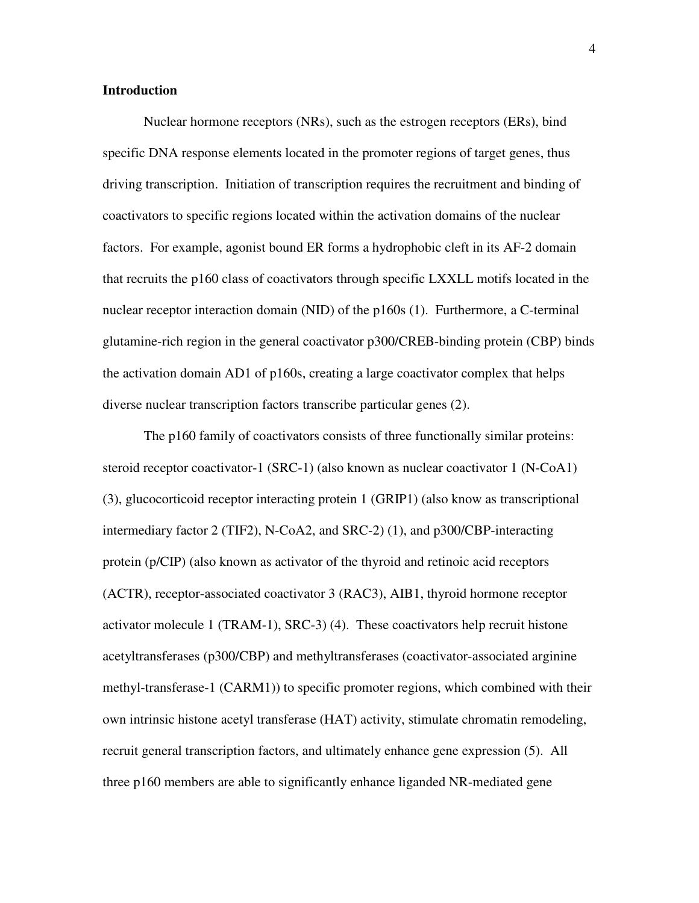**Introduction**

Nuclear hormone receptors (NRs), such as the estrogen receptors (ERs), bind specific DNA response elements located in the promoter regions of target genes, thus driving transcription. Initiation of transcription requires the recruitment and binding of coactivators to specific regions located within the activation domains of the nuclear factors. For example, agonist bound ER forms a hydrophobic cleft in its AF-2 domain that recruits the p160 class of coactivators through specific LXXLL motifs located in the nuclear receptor interaction domain (NID) of the p160s (1). Furthermore, a C-terminal glutamine-rich region in the general coactivator p300/CREB-binding protein (CBP) binds the activation domain AD1 of p160s, creating a large coactivator complex that helps diverse nuclear transcription factors transcribe particular genes (2).

The p160 family of coactivators consists of three functionally similar proteins: steroid receptor coactivator-1 (SRC-1) (also known as nuclear coactivator 1 (N-CoA1) (3), glucocorticoid receptor interacting protein 1 (GRIP1) (also know as transcriptional intermediary factor 2 (TIF2), N-CoA2, and SRC-2) (1), and p300/CBP-interacting protein (p/CIP) (also known as activator of the thyroid and retinoic acid receptors (ACTR), receptor-associated coactivator 3 (RAC3), AIB1, thyroid hormone receptor activator molecule 1 (TRAM-1), SRC-3) (4). These coactivators help recruit histone acetyltransferases (p300/CBP) and methyltransferases (coactivator-associated arginine methyl-transferase-1 (CARM1)) to specific promoter regions, which combined with their own intrinsic histone acetyl transferase (HAT) activity, stimulate chromatin remodeling, recruit general transcription factors, and ultimately enhance gene expression (5). All three p160 members are able to significantly enhance liganded NR-mediated gene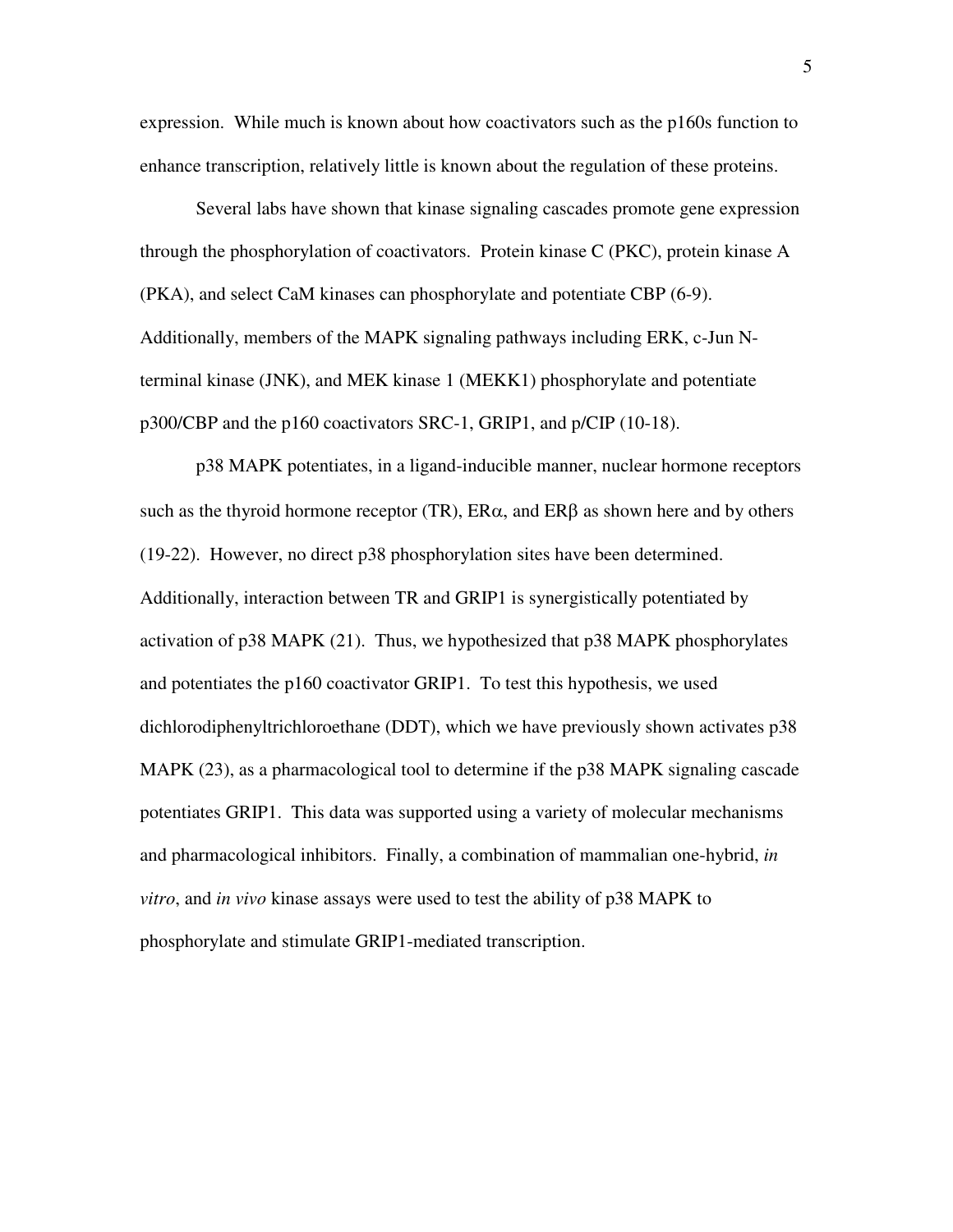expression. While much is known about how coactivators such as the p160s function to enhance transcription, relatively little is known about the regulation of these proteins.

Several labs have shown that kinase signaling cascades promote gene expression through the phosphorylation of coactivators. Protein kinase C (PKC), protein kinase A (PKA), and select CaM kinases can phosphorylate and potentiate CBP (6-9). Additionally, members of the MAPK signaling pathways including ERK, c-Jun N-terminal kinase (JNK), and MEK kinase 1 (MEKK1) phosphorylate and potentiate p300/CBP and the p160 coactivators SRC-1, GRIP1, and p/CIP (10-18).

p38 MAPK potentiates, in a ligand-inducible manner, nuclear hormone receptors such as the thyroid hormone receptor (TR), ERα, and ERβ as shown here and by others (19-22). However, no direct p38 phosphorylation sites have been determined. Additionally, interaction between TR and GRIP1 is synergistically potentiated by activation of p38 MAPK (21). Thus, we hypothesized that p38 MAPK phosphorylates and potentiates the p160 coactivator GRIP1. To test this hypothesis, we used dichlorodiphenyltrichloroethane (DDT), which we have previously shown activates p38 MAPK (23), as a pharmacological tool to determine if the p38 MAPK signaling cascade potentiates GRIP1. This data was supported using a variety of molecular mechanisms and pharmacological inhibitors. Finally, a combination of mammalian one-hybrid, *in vitro*, and *in vivo* kinase assays were used to test the ability of p38 MAPK to phosphorylate and stimulate GRIP1-mediated transcription.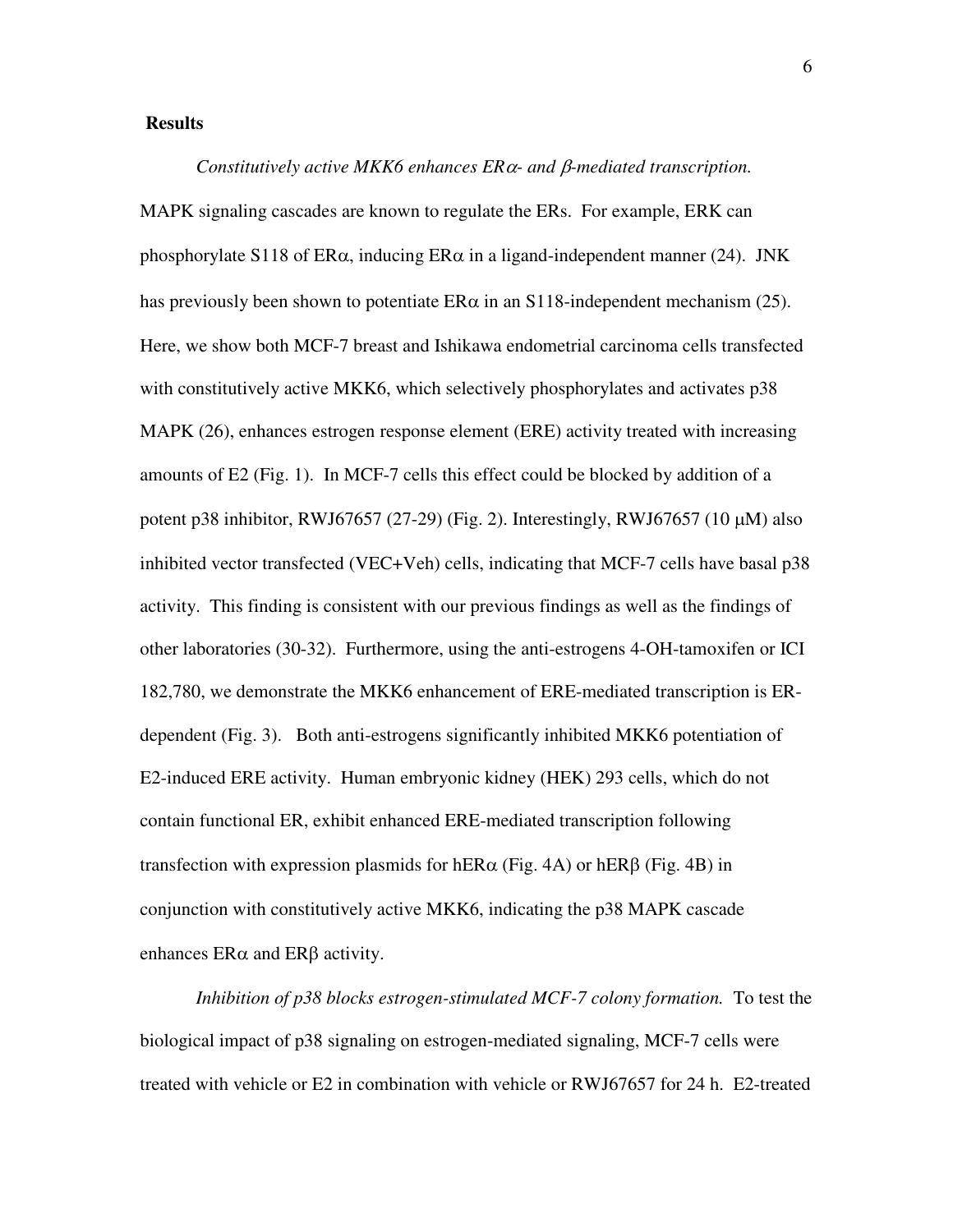**Results**

*Constitutively active MKK6 enhances ERα- and β-mediated transcription.* MAPK signaling cascades are known to regulate the ERs. For example, ERK can phosphorylate S118 of ERα, inducing ERα in a ligand-independent manner (24). JNK has previously been shown to potentiate ERα in an S118-independent mechanism (25). Here, we show both MCF-7 breast and Ishikawa endometrial carcinoma cells transfected with constitutively active MKK6, which selectively phosphorylates and activates p38 MAPK (26), enhances estrogen response element (ERE) activity treated with increasing amounts of E2 (Fig. 1). In MCF-7 cells this effect could be blocked by addition of a potent p38 inhibitor, RWJ67657 (27-29) (Fig. 2). Interestingly, RWJ67657 (10 μM) also inhibited vector transfected (VEC+Veh) cells, indicating that MCF-7 cells have basal p38 activity. This finding is consistent with our previous findings as well as the findings of other laboratories (30-32). Furthermore, using the anti-estrogens 4-OH-tamoxifen or ICI 182,780, we demonstrate the MKK6 enhancement of ERE-mediated transcription is ER-dependent (Fig. 3). Both anti-estrogens significantly inhibited MKK6 potentiation of E2-induced ERE activity. Human embryonic kidney (HEK) 293 cells, which do not contain functional ER, exhibit enhanced ERE-mediated transcription following transfection with expression plasmids for hERα (Fig. 4A) or hERβ (Fig. 4B) in conjunction with constitutively active MKK6, indicating the p38 MAPK cascade enhances ERα and ERβ activity.

*Inhibition of p38 blocks estrogen-stimulated MCF-7 colony formation.* To test the biological impact of p38 signaling on estrogen-mediated signaling, MCF-7 cells were treated with vehicle or E2 in combination with vehicle or RWJ67657 for 24 h. E2-treated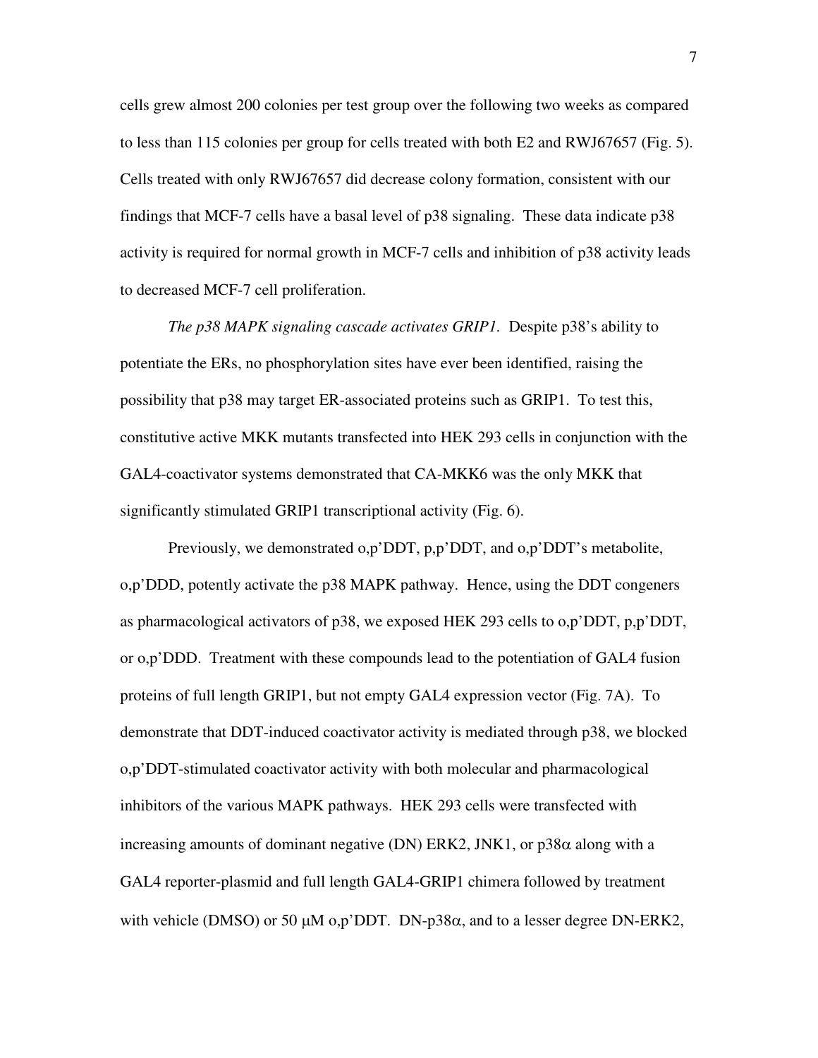cells grew almost 200 colonies per test group over the following two weeks as compared to less than 115 colonies per group for cells treated with both E2 and RWJ67657 (Fig. 5). Cells treated with only RWJ67657 did decrease colony formation, consistent with our findings that MCF-7 cells have a basal level of p38 signaling. These data indicate p38 activity is required for normal growth in MCF-7 cells and inhibition of p38 activity leads to decreased MCF-7 cell proliferation.

*The p38 MAPK signaling cascade activates GRIP1.* Despite p38's ability to potentiate the ERs, no phosphorylation sites have ever been identified, raising the possibility that p38 may target ER-associated proteins such as GRIP1. To test this, constitutive active MKK mutants transfected into HEK 293 cells in conjunction with the GAL4-coactivator systems demonstrated that CA-MKK6 was the only MKK that significantly stimulated GRIP1 transcriptional activity (Fig. 6).

Previously, we demonstrated o,p'DDT, p,p'DDT, and o,p'DDT's metabolite, o,p'DDD, potently activate the p38 MAPK pathway. Hence, using the DDT congeners as pharmacological activators of p38, we exposed HEK 293 cells to o,p'DDT, p,p'DDT, or o,p'DDD. Treatment with these compounds lead to the potentiation of GAL4 fusion proteins of full length GRIP1, but not empty GAL4 expression vector (Fig. 7A). To demonstrate that DDT-induced coactivator activity is mediated through p38, we blocked o,p'DDT-stimulated coactivator activity with both molecular and pharmacological inhibitors of the various MAPK pathways. HEK 293 cells were transfected with increasing amounts of dominant negative (DN) ERK2, JNK1, or p38$\alpha$ along with a GAL4 reporter-plasmid and full length GAL4-GRIP1 chimera followed by treatment with vehicle (DMSO) or 50 $\mu$M o,p'DDT. DN-p38$\alpha$, and to a lesser degree DN-ERK2,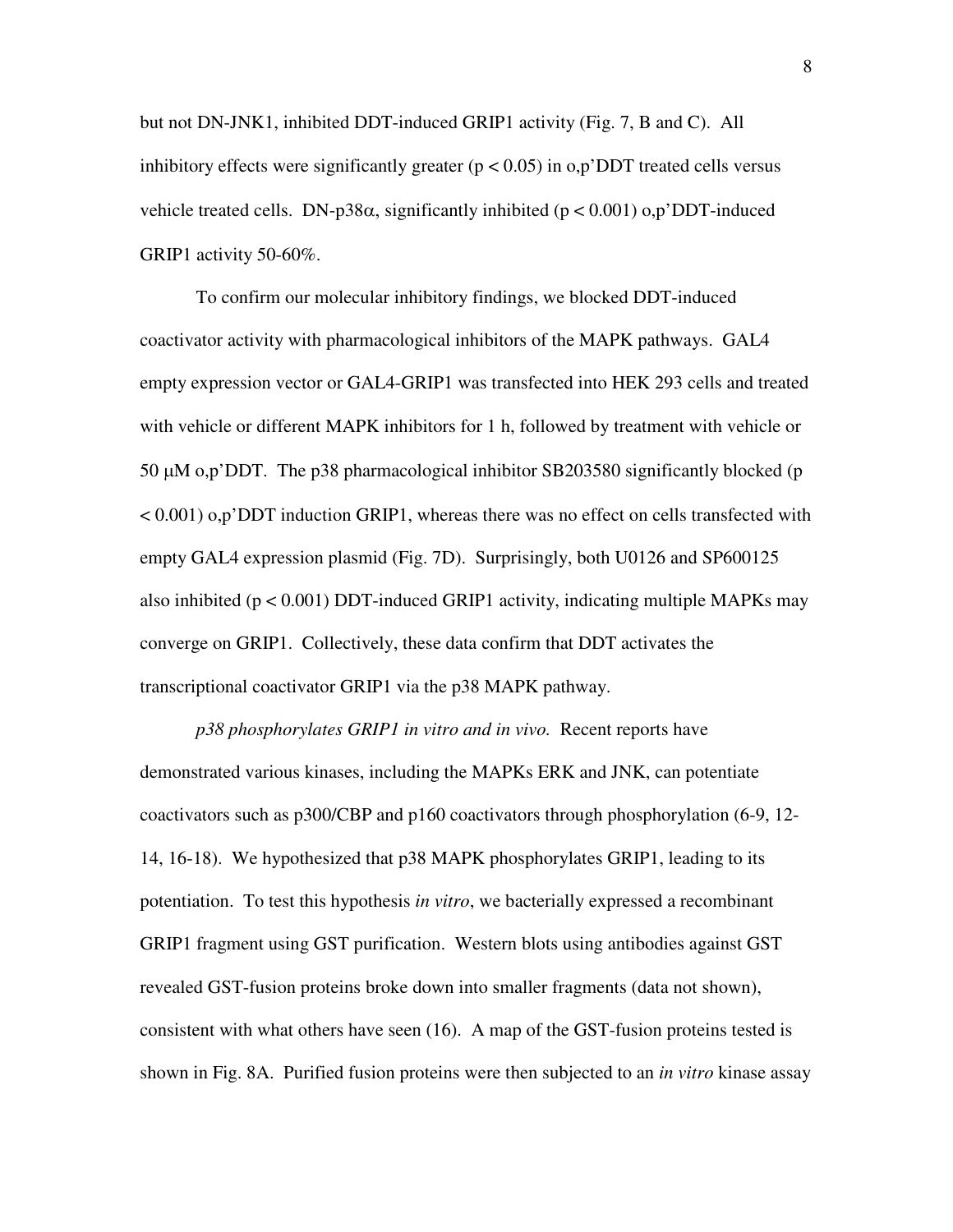but not DN-JNK1, inhibited DDT-induced GRIP1 activity (Fig. 7, B and C). All inhibitory effects were significantly greater ($p < 0.05$) in o,p'DDT treated cells versus vehicle treated cells. DN-p38α, significantly inhibited ($p < 0.001$) o,p'DDT-induced GRIP1 activity 50-60%.

To confirm our molecular inhibitory findings, we blocked DDT-induced coactivator activity with pharmacological inhibitors of the MAPK pathways. GAL4 empty expression vector or GAL4-GRIP1 was transfected into HEK 293 cells and treated with vehicle or different MAPK inhibitors for 1 h, followed by treatment with vehicle or 50 μM o,p'DDT. The p38 pharmacological inhibitor SB203580 significantly blocked ($p < 0.001$) o,p'DDT induction GRIP1, whereas there was no effect on cells transfected with empty GAL4 expression plasmid (Fig. 7D). Surprisingly, both U0126 and SP600125 also inhibited ($p < 0.001$) DDT-induced GRIP1 activity, indicating multiple MAPKs may converge on GRIP1. Collectively, these data confirm that DDT activates the transcriptional coactivator GRIP1 via the p38 MAPK pathway.

*p38 phosphorylates GRIP1 in vitro and in vivo.* Recent reports have demonstrated various kinases, including the MAPKs ERK and JNK, can potentiate coactivators such as p300/CBP and p160 coactivators through phosphorylation (6-9, 12-14, 16-18). We hypothesized that p38 MAPK phosphorylates GRIP1, leading to its potentiation. To test this hypothesis *in vitro*, we bacterially expressed a recombinant GRIP1 fragment using GST purification. Western blots using antibodies against GST revealed GST-fusion proteins broke down into smaller fragments (data not shown), consistent with what others have seen (16). A map of the GST-fusion proteins tested is shown in Fig. 8A. Purified fusion proteins were then subjected to an *in vitro* kinase assay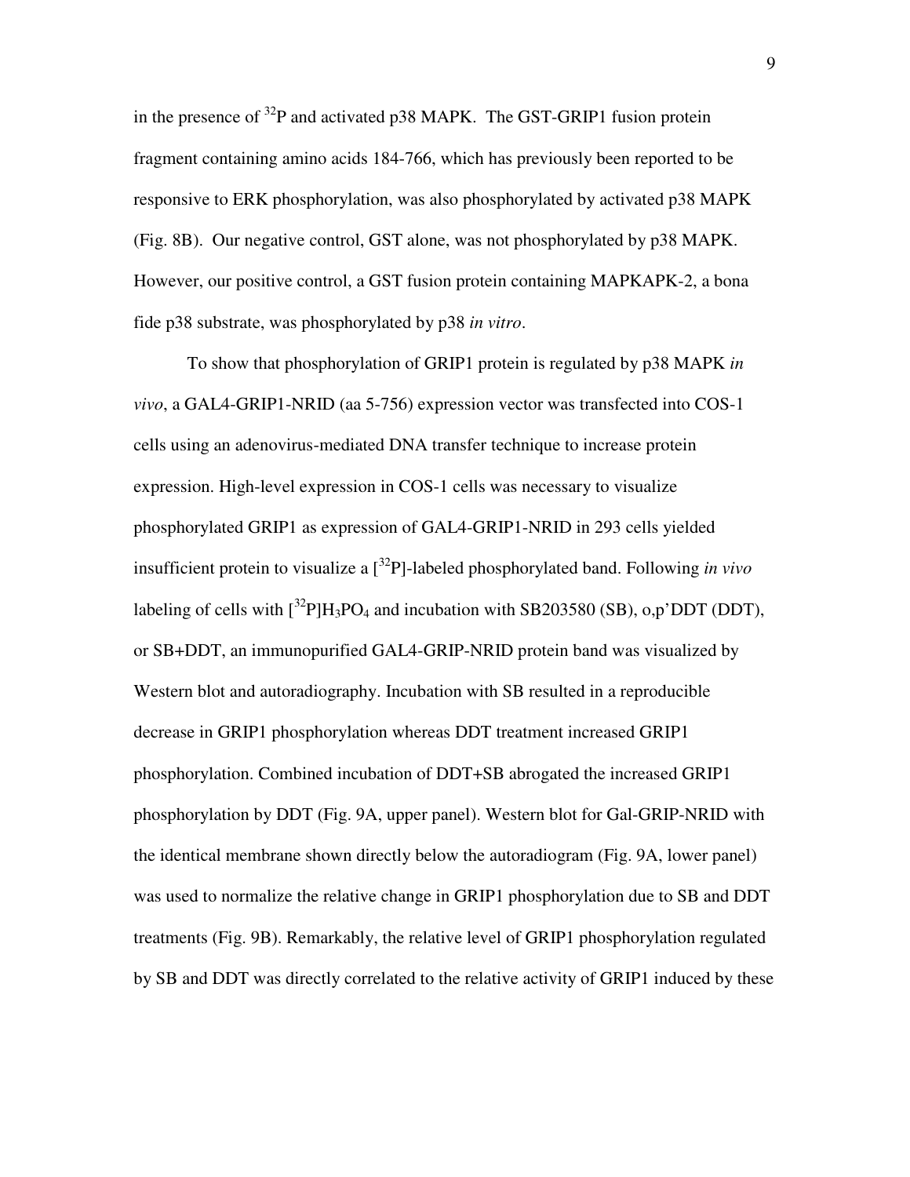in the presence of $^{32}P$ and activated p38 MAPK. The GST-GRIP1 fusion protein fragment containing amino acids 184-766, which has previously been reported to be responsive to ERK phosphorylation, was also phosphorylated by activated p38 MAPK (Fig. 8B). Our negative control, GST alone, was not phosphorylated by p38 MAPK. However, our positive control, a GST fusion protein containing MAPKAPK-2, a bona fide p38 substrate, was phosphorylated by p38 *in vitro*.

To show that phosphorylation of GRIP1 protein is regulated by p38 MAPK *in vivo*, a GAL4-GRIP1-NRID (aa 5-756) expression vector was transfected into COS-1 cells using an adenovirus-mediated DNA transfer technique to increase protein expression. High-level expression in COS-1 cells was necessary to visualize phosphorylated GRIP1 as expression of GAL4-GRIP1-NRID in 293 cells yielded insufficient protein to visualize a [$^{32}P$]-labeled phosphorylated band. Following *in vivo* labeling of cells with [$^{32}P$]$H_3PO_4$ and incubation with SB203580 (SB), o,p'DDT (DDT), or SB+DDT, an immunopurified GAL4-GRIP-NRID protein band was visualized by Western blot and autoradiography. Incubation with SB resulted in a reproducible decrease in GRIP1 phosphorylation whereas DDT treatment increased GRIP1 phosphorylation. Combined incubation of DDT+SB abrogated the increased GRIP1 phosphorylation by DDT (Fig. 9A, upper panel). Western blot for Gal-GRIP-NRID with the identical membrane shown directly below the autoradiogram (Fig. 9A, lower panel) was used to normalize the relative change in GRIP1 phosphorylation due to SB and DDT treatments (Fig. 9B). Remarkably, the relative level of GRIP1 phosphorylation regulated by SB and DDT was directly correlated to the relative activity of GRIP1 induced by these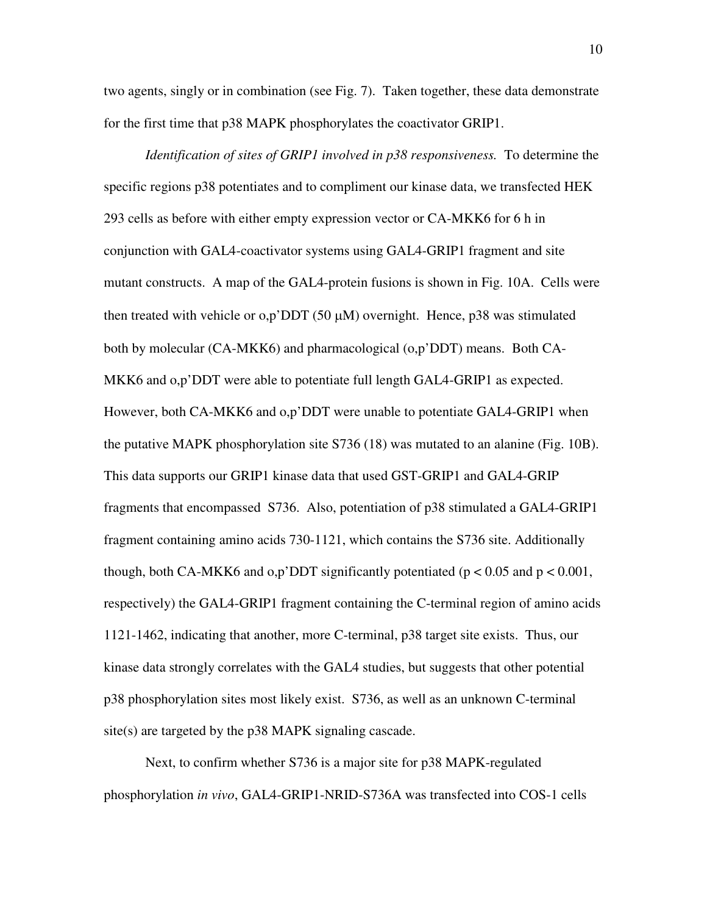two agents, singly or in combination (see Fig. 7). Taken together, these data demonstrate for the first time that p38 MAPK phosphorylates the coactivator GRIP1.

*Identification of sites of GRIP1 involved in p38 responsiveness.* To determine the specific regions p38 potentiates and to compliment our kinase data, we transfected HEK 293 cells as before with either empty expression vector or CA-MKK6 for 6 h in conjunction with GAL4-coactivator systems using GAL4-GRIP1 fragment and site mutant constructs. A map of the GAL4-protein fusions is shown in Fig. 10A. Cells were then treated with vehicle or o,p'DDT (50 μM) overnight. Hence, p38 was stimulated both by molecular (CA-MKK6) and pharmacological (o,p'DDT) means. Both CA-MKK6 and o,p'DDT were able to potentiate full length GAL4-GRIP1 as expected. However, both CA-MKK6 and o,p'DDT were unable to potentiate GAL4-GRIP1 when the putative MAPK phosphorylation site S736 (18) was mutated to an alanine (Fig. 10B). This data supports our GRIP1 kinase data that used GST-GRIP1 and GAL4-GRIP fragments that encompassed S736. Also, potentiation of p38 stimulated a GAL4-GRIP1 fragment containing amino acids 730-1121, which contains the S736 site. Additionally though, both CA-MKK6 and o,p'DDT significantly potentiated ($p < 0.05$ and $p < 0.001$, respectively) the GAL4-GRIP1 fragment containing the C-terminal region of amino acids 1121-1462, indicating that another, more C-terminal, p38 target site exists. Thus, our kinase data strongly correlates with the GAL4 studies, but suggests that other potential p38 phosphorylation sites most likely exist. S736, as well as an unknown C-terminal site(s) are targeted by the p38 MAPK signaling cascade.

Next, to confirm whether S736 is a major site for p38 MAPK-regulated phosphorylation *in vivo*, GAL4-GRIP1-NRID-S736A was transfected into COS-1 cells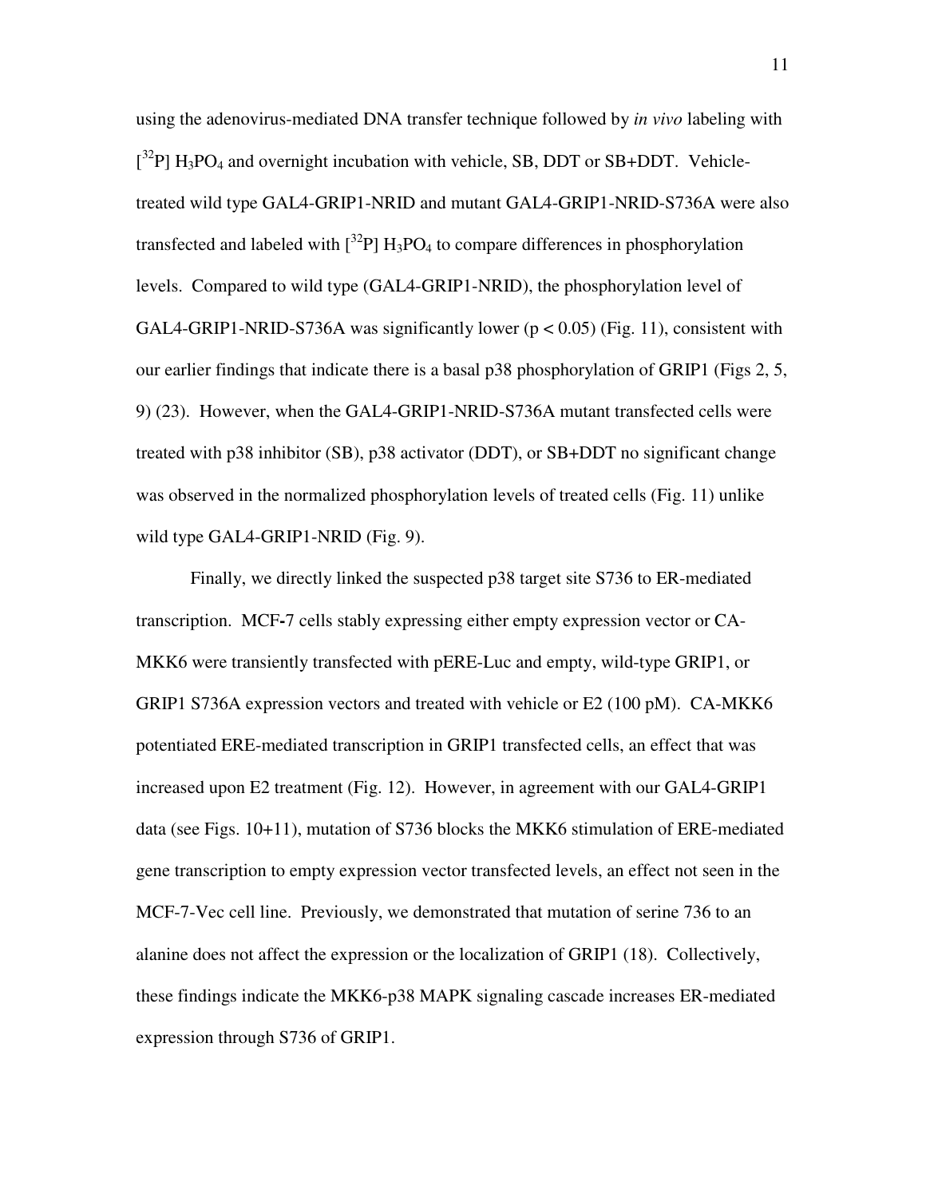using the adenovirus-mediated DNA transfer technique followed by *in vivo* labeling with [$^{32}$P] $H_3PO_4$ and overnight incubation with vehicle, SB, DDT or SB+DDT. Vehicle-treated wild type GAL4-GRIP1-NRID and mutant GAL4-GRIP1-NRID-S736A were also transfected and labeled with [$^{32}$P] $H_3PO_4$ to compare differences in phosphorylation levels. Compared to wild type (GAL4-GRIP1-NRID), the phosphorylation level of GAL4-GRIP1-NRID-S736A was significantly lower ($p < 0.05$) (Fig. 11), consistent with our earlier findings that indicate there is a basal p38 phosphorylation of GRIP1 (Figs 2, 5, 9) (23). However, when the GAL4-GRIP1-NRID-S736A mutant transfected cells were treated with p38 inhibitor (SB), p38 activator (DDT), or SB+DDT no significant change was observed in the normalized phosphorylation levels of treated cells (Fig. 11) unlike wild type GAL4-GRIP1-NRID (Fig. 9).

Finally, we directly linked the suspected p38 target site S736 to ER-mediated transcription. MCF-7 cells stably expressing either empty expression vector or CA-MKK6 were transiently transfected with pERE-Luc and empty, wild-type GRIP1, or GRIP1 S736A expression vectors and treated with vehicle or E2 (100 pM). CA-MKK6 potentiated ERE-mediated transcription in GRIP1 transfected cells, an effect that was increased upon E2 treatment (Fig. 12). However, in agreement with our GAL4-GRIP1 data (see Figs. 10+11), mutation of S736 blocks the MKK6 stimulation of ERE-mediated gene transcription to empty expression vector transfected levels, an effect not seen in the MCF-7-Vec cell line. Previously, we demonstrated that mutation of serine 736 to an alanine does not affect the expression or the localization of GRIP1 (18). Collectively, these findings indicate the MKK6-p38 MAPK signaling cascade increases ER-mediated expression through S736 of GRIP1.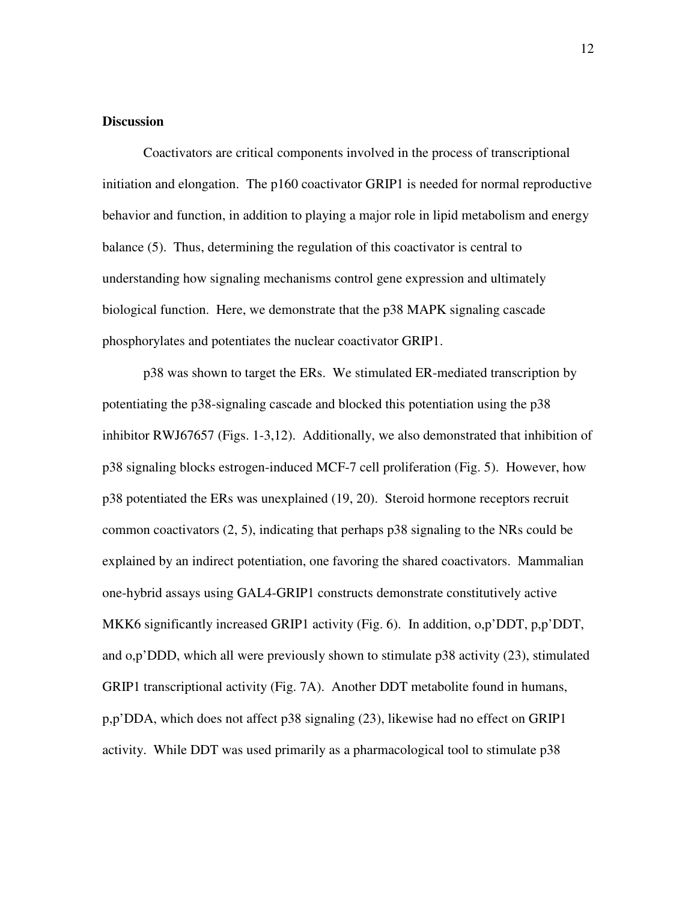**Discussion**

Coactivators are critical components involved in the process of transcriptional initiation and elongation. The p160 coactivator GRIP1 is needed for normal reproductive behavior and function, in addition to playing a major role in lipid metabolism and energy balance (5). Thus, determining the regulation of this coactivator is central to understanding how signaling mechanisms control gene expression and ultimately biological function. Here, we demonstrate that the p38 MAPK signaling cascade phosphorylates and potentiates the nuclear coactivator GRIP1.

p38 was shown to target the ERs. We stimulated ER-mediated transcription by potentiating the p38-signaling cascade and blocked this potentiation using the p38 inhibitor RWJ67657 (Figs. 1-3,12). Additionally, we also demonstrated that inhibition of p38 signaling blocks estrogen-induced MCF-7 cell proliferation (Fig. 5). However, how p38 potentiated the ERs was unexplained (19, 20). Steroid hormone receptors recruit common coactivators (2, 5), indicating that perhaps p38 signaling to the NRs could be explained by an indirect potentiation, one favoring the shared coactivators. Mammalian one-hybrid assays using GAL4-GRIP1 constructs demonstrate constitutively active MKK6 significantly increased GRIP1 activity (Fig. 6). In addition, o,p'DDT, p,p'DDT, and o,p'DDD, which all were previously shown to stimulate p38 activity (23), stimulated GRIP1 transcriptional activity (Fig. 7A). Another DDT metabolite found in humans, p,p'DDA, which does not affect p38 signaling (23), likewise had no effect on GRIP1 activity. While DDT was used primarily as a pharmacological tool to stimulate p38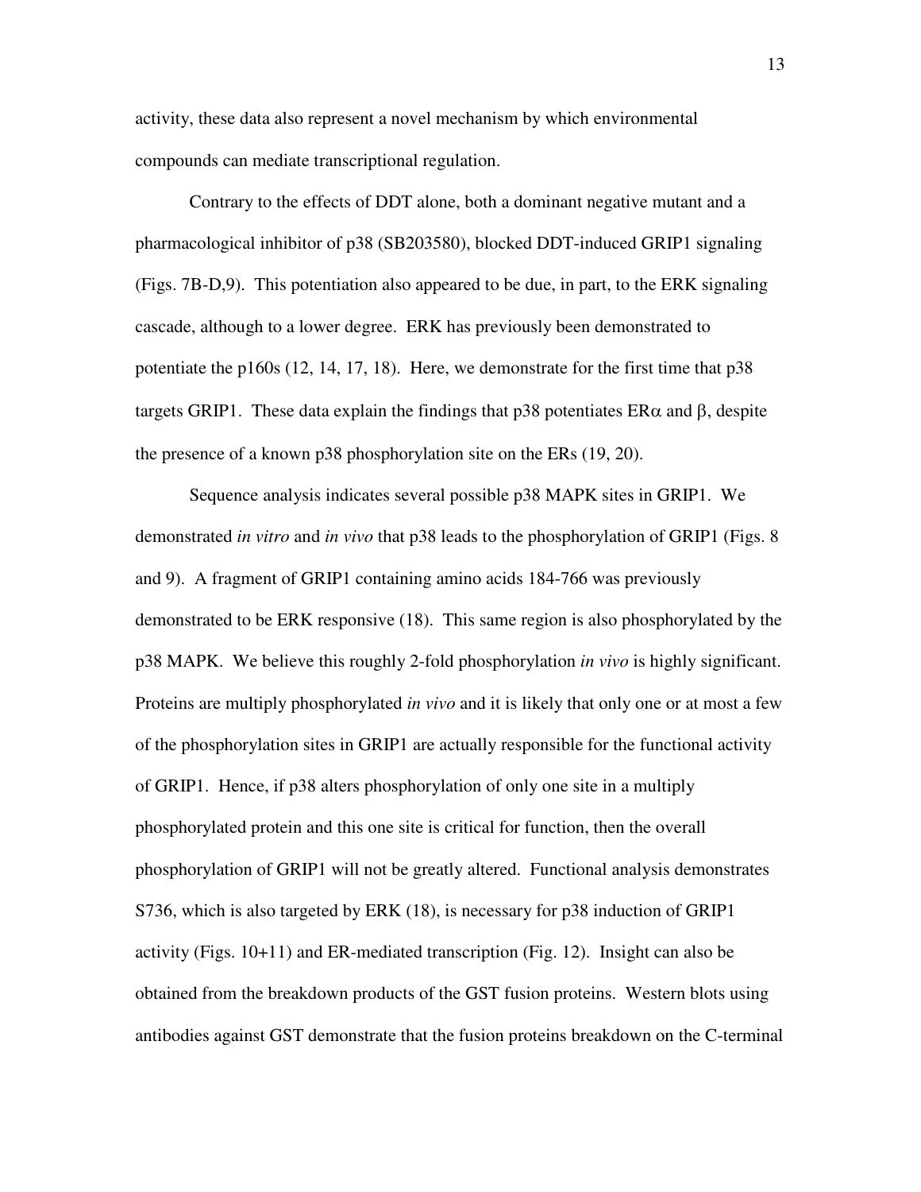activity, these data also represent a novel mechanism by which environmental compounds can mediate transcriptional regulation.

Contrary to the effects of DDT alone, both a dominant negative mutant and a pharmacological inhibitor of p38 (SB203580), blocked DDT-induced GRIP1 signaling (Figs. 7B-D,9). This potentiation also appeared to be due, in part, to the ERK signaling cascade, although to a lower degree. ERK has previously been demonstrated to potentiate the p160s (12, 14, 17, 18). Here, we demonstrate for the first time that p38 targets GRIP1. These data explain the findings that p38 potentiates ER$\alpha$ and $\beta$, despite the presence of a known p38 phosphorylation site on the ERs (19, 20).

Sequence analysis indicates several possible p38 MAPK sites in GRIP1. We demonstrated *in vitro* and *in vivo* that p38 leads to the phosphorylation of GRIP1 (Figs. 8 and 9). A fragment of GRIP1 containing amino acids 184-766 was previously demonstrated to be ERK responsive (18). This same region is also phosphorylated by the p38 MAPK. We believe this roughly 2-fold phosphorylation *in vivo* is highly significant. Proteins are multiply phosphorylated *in vivo* and it is likely that only one or at most a few of the phosphorylation sites in GRIP1 are actually responsible for the functional activity of GRIP1. Hence, if p38 alters phosphorylation of only one site in a multiply phosphorylated protein and this one site is critical for function, then the overall phosphorylation of GRIP1 will not be greatly altered. Functional analysis demonstrates S736, which is also targeted by ERK (18), is necessary for p38 induction of GRIP1 activity (Figs. 10+11) and ER-mediated transcription (Fig. 12). Insight can also be obtained from the breakdown products of the GST fusion proteins. Western blots using antibodies against GST demonstrate that the fusion proteins breakdown on the C-terminal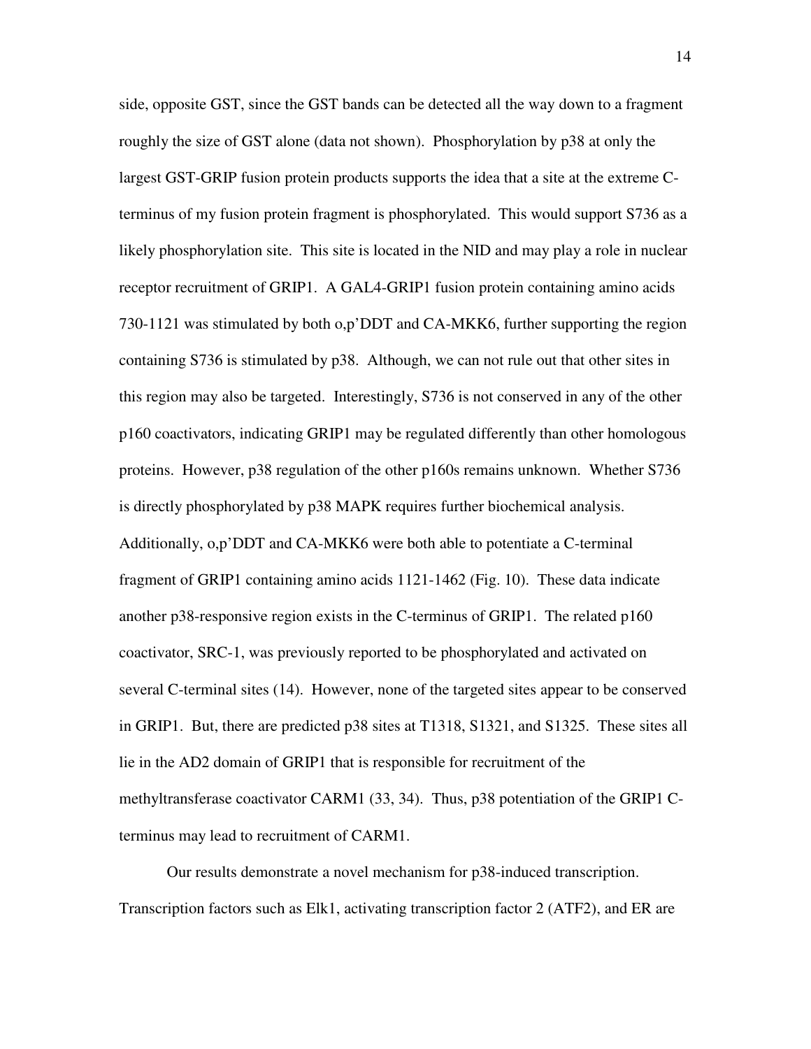side, opposite GST, since the GST bands can be detected all the way down to a fragment roughly the size of GST alone (data not shown). Phosphorylation by p38 at only the largest GST-GRIP fusion protein products supports the idea that a site at the extreme C-terminus of my fusion protein fragment is phosphorylated. This would support S736 as a likely phosphorylation site. This site is located in the NID and may play a role in nuclear receptor recruitment of GRIP1. A GAL4-GRIP1 fusion protein containing amino acids 730-1121 was stimulated by both o,p'DDT and CA-MKK6, further supporting the region containing S736 is stimulated by p38. Although, we can not rule out that other sites in this region may also be targeted. Interestingly, S736 is not conserved in any of the other p160 coactivators, indicating GRIP1 may be regulated differently than other homologous proteins. However, p38 regulation of the other p160s remains unknown. Whether S736 is directly phosphorylated by p38 MAPK requires further biochemical analysis. Additionally, o,p'DDT and CA-MKK6 were both able to potentiate a C-terminal fragment of GRIP1 containing amino acids 1121-1462 (Fig. 10). These data indicate another p38-responsive region exists in the C-terminus of GRIP1. The related p160 coactivator, SRC-1, was previously reported to be phosphorylated and activated on several C-terminal sites (14). However, none of the targeted sites appear to be conserved in GRIP1. But, there are predicted p38 sites at T1318, S1321, and S1325. These sites all lie in the AD2 domain of GRIP1 that is responsible for recruitment of the methyltransferase coactivator CARM1 (33, 34). Thus, p38 potentiation of the GRIP1 C-terminus may lead to recruitment of CARM1.

Our results demonstrate a novel mechanism for p38-induced transcription. Transcription factors such as Elk1, activating transcription factor 2 (ATF2), and ER are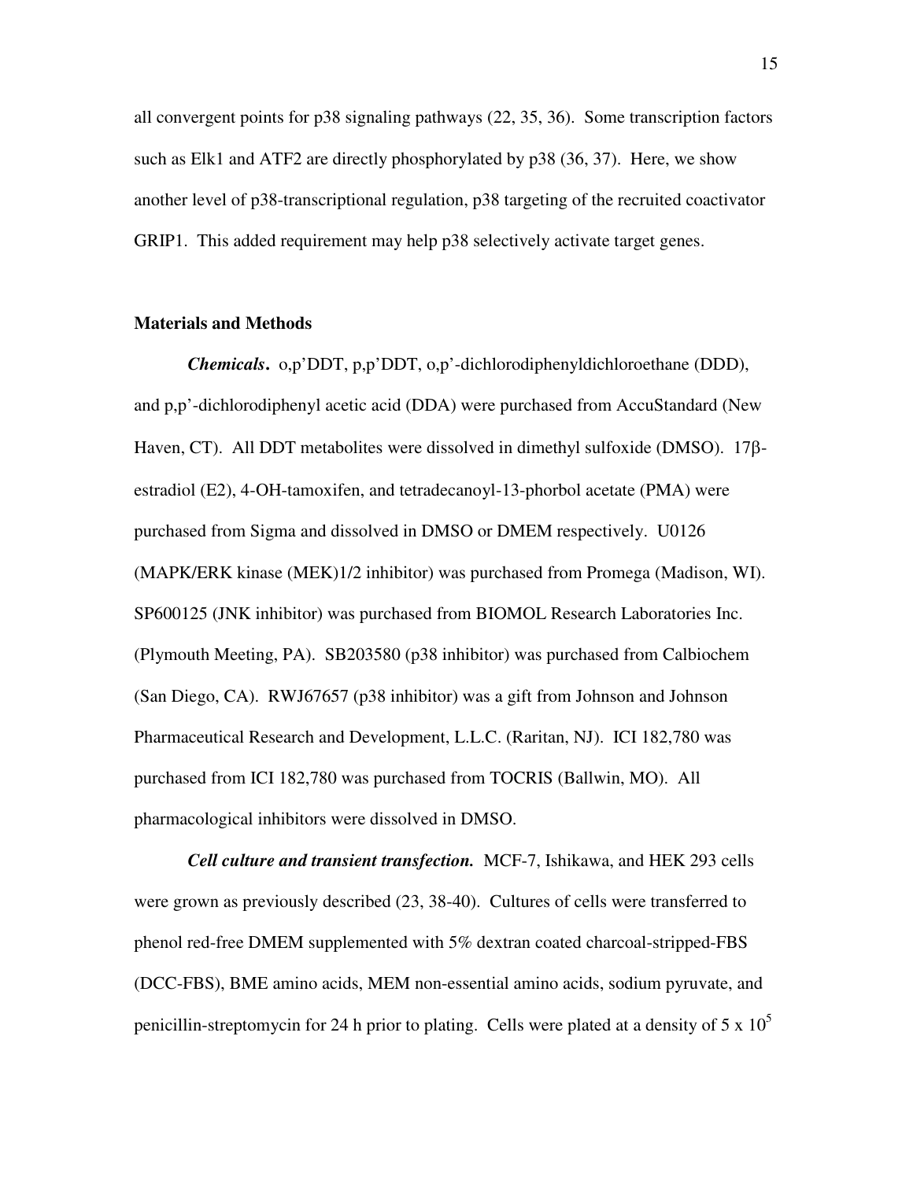all convergent points for p38 signaling pathways (22, 35, 36). Some transcription factors such as Elk1 and ATF2 are directly phosphorylated by p38 (36, 37). Here, we show another level of p38-transcriptional regulation, p38 targeting of the recruited coactivator GRIP1. This added requirement may help p38 selectively activate target genes.

## Materials and Methods

***Chemicals.*** o,p'DDT, p,p'DDT, o,p'-dichlorodiphenyldichloroethane (DDD), and p,p'-dichlorodiphenyl acetic acid (DDA) were purchased from AccuStandard (New Haven, CT). All DDT metabolites were dissolved in dimethyl sulfoxide (DMSO). 17β-estradiol (E2), 4-OH-tamoxifen, and tetradecanoyl-13-phorbol acetate (PMA) were purchased from Sigma and dissolved in DMSO or DMEM respectively. U0126 (MAPK/ERK kinase (MEK)1/2 inhibitor) was purchased from Promega (Madison, WI). SP600125 (JNK inhibitor) was purchased from BIOMOL Research Laboratories Inc. (Plymouth Meeting, PA). SB203580 (p38 inhibitor) was purchased from Calbiochem (San Diego, CA). RWJ67657 (p38 inhibitor) was a gift from Johnson and Johnson Pharmaceutical Research and Development, L.L.C. (Raritan, NJ). ICI 182,780 was purchased from ICI 182,780 was purchased from TOCRIS (Ballwin, MO). All pharmacological inhibitors were dissolved in DMSO.

***Cell culture and transient transfection.*** MCF-7, Ishikawa, and HEK 293 cells were grown as previously described (23, 38-40). Cultures of cells were transferred to phenol red-free DMEM supplemented with 5% dextran coated charcoal-stripped-FBS (DCC-FBS), BME amino acids, MEM non-essential amino acids, sodium pyruvate, and penicillin-streptomycin for 24 h prior to plating. Cells were plated at a density of $5 \times 10^5$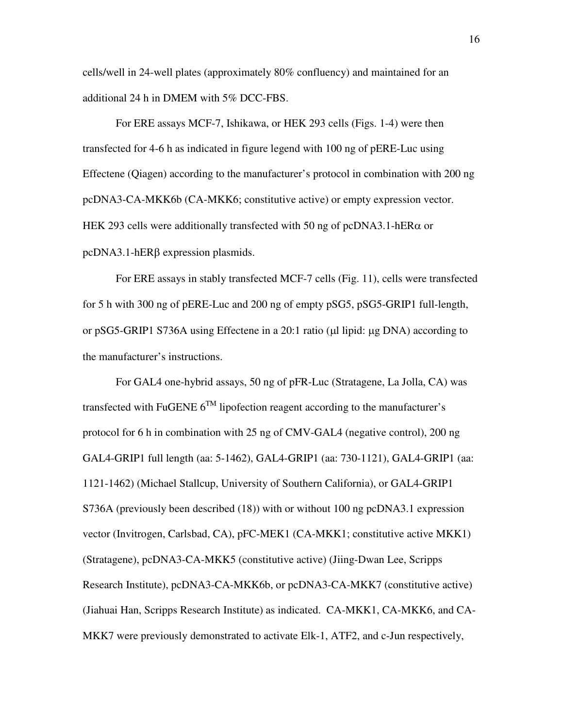cells/well in 24-well plates (approximately 80% confluency) and maintained for an additional 24 h in DMEM with 5% DCC-FBS.

For ERE assays MCF-7, Ishikawa, or HEK 293 cells (Figs. 1-4) were then transfected for 4-6 h as indicated in figure legend with 100 ng of pERE-Luc using Effectene (Qiagen) according to the manufacturer's protocol in combination with 200 ng pcDNA3-CA-MKK6b (CA-MKK6; constitutive active) or empty expression vector. HEK 293 cells were additionally transfected with 50 ng of pcDNA3.1-hER$\alpha$ or pcDNA3.1-hER$\beta$ expression plasmids.

For ERE assays in stably transfected MCF-7 cells (Fig. 11), cells were transfected for 5 h with 300 ng of pERE-Luc and 200 ng of empty pSG5, pSG5-GRIP1 full-length, or pSG5-GRIP1 S736A using Effectene in a 20:1 ratio ($\mu$l lipid: $\mu$g DNA) according to the manufacturer's instructions.

For GAL4 one-hybrid assays, 50 ng of pFR-Luc (Stratagene, La Jolla, CA) was transfected with FuGENE 6™ lipofection reagent according to the manufacturer's protocol for 6 h in combination with 25 ng of CMV-GAL4 (negative control), 200 ng GAL4-GRIP1 full length (aa: 5-1462), GAL4-GRIP1 (aa: 730-1121), GAL4-GRIP1 (aa: 1121-1462) (Michael Stallcup, University of Southern California), or GAL4-GRIP1 S736A (previously been described (18)) with or without 100 ng pcDNA3.1 expression vector (Invitrogen, Carlsbad, CA), pFC-MEK1 (CA-MKK1; constitutive active MKK1) (Stratagene), pcDNA3-CA-MKK5 (constitutive active) (Jiing-Dwan Lee, Scripps Research Institute), pcDNA3-CA-MKK6b, or pcDNA3-CA-MKK7 (constitutive active) (Jiahuai Han, Scripps Research Institute) as indicated. CA-MKK1, CA-MKK6, and CA-MKK7 were previously demonstrated to activate Elk-1, ATF2, and c-Jun respectively,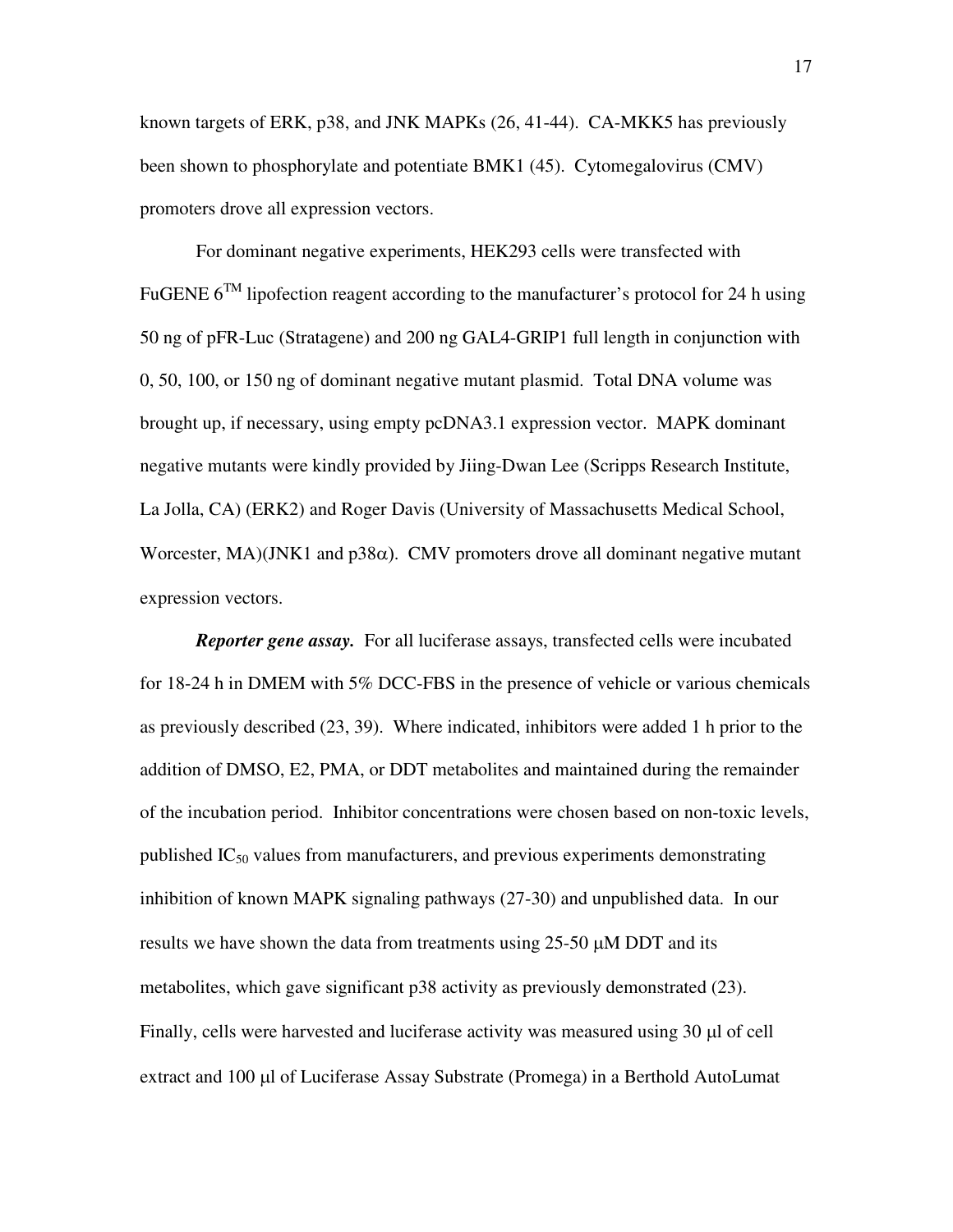known targets of ERK, p38, and JNK MAPKs (26, 41-44). CA-MKK5 has previously been shown to phosphorylate and potentiate BMK1 (45). Cytomegalovirus (CMV) promoters drove all expression vectors.

For dominant negative experiments, HEK293 cells were transfected with FuGENE 6™ lipofection reagent according to the manufacturer's protocol for 24 h using 50 ng of pFR-Luc (Stratagene) and 200 ng GAL4-GRIP1 full length in conjunction with 0, 50, 100, or 150 ng of dominant negative mutant plasmid. Total DNA volume was brought up, if necessary, using empty pcDNA3.1 expression vector. MAPK dominant negative mutants were kindly provided by Jiing-Dwan Lee (Scripps Research Institute, La Jolla, CA) (ERK2) and Roger Davis (University of Massachusetts Medical School, Worcester, MA)(JNK1 and p38α). CMV promoters drove all dominant negative mutant expression vectors.

***Reporter gene assay.*** For all luciferase assays, transfected cells were incubated for 18-24 h in DMEM with 5% DCC-FBS in the presence of vehicle or various chemicals as previously described (23, 39). Where indicated, inhibitors were added 1 h prior to the addition of DMSO, E2, PMA, or DDT metabolites and maintained during the remainder of the incubation period. Inhibitor concentrations were chosen based on non-toxic levels, published $IC_{50}$ values from manufacturers, and previous experiments demonstrating inhibition of known MAPK signaling pathways (27-30) and unpublished data. In our results we have shown the data from treatments using 25-50 μM DDT and its metabolites, which gave significant p38 activity as previously demonstrated (23). Finally, cells were harvested and luciferase activity was measured using 30 μl of cell extract and 100 μl of Luciferase Assay Substrate (Promega) in a Berthold AutoLumat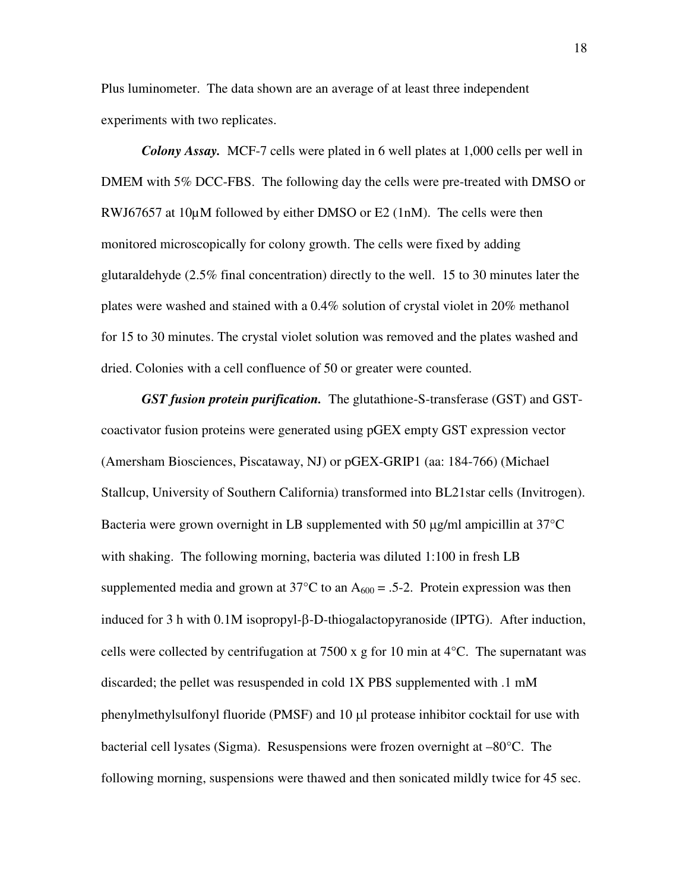Plus luminometer. The data shown are an average of at least three independent experiments with two replicates.

***Colony Assay.*** MCF-7 cells were plated in 6 well plates at 1,000 cells per well in DMEM with 5% DCC-FBS. The following day the cells were pre-treated with DMSO or RWJ67657 at 10μM followed by either DMSO or E2 (1nM). The cells were then monitored microscopically for colony growth. The cells were fixed by adding glutaraldehyde (2.5% final concentration) directly to the well. 15 to 30 minutes later the plates were washed and stained with a 0.4% solution of crystal violet in 20% methanol for 15 to 30 minutes. The crystal violet solution was removed and the plates washed and dried. Colonies with a cell confluence of 50 or greater were counted.

***GST fusion protein purification.*** The glutathione-S-transferase (GST) and GST-coactivator fusion proteins were generated using pGEX empty GST expression vector (Amersham Biosciences, Piscataway, NJ) or pGEX-GRIP1 (aa: 184-766) (Michael Stallcup, University of Southern California) transformed into BL21star cells (Invitrogen). Bacteria were grown overnight in LB supplemented with 50 μg/ml ampicillin at 37°C with shaking. The following morning, bacteria was diluted 1:100 in fresh LB supplemented media and grown at 37°C to an $A_{600}$ = .5-2. Protein expression was then induced for 3 h with 0.1M isopropyl-β-D-thiogalactopyranoside (IPTG). After induction, cells were collected by centrifugation at 7500 x g for 10 min at 4°C. The supernatant was discarded; the pellet was resuspended in cold 1X PBS supplemented with .1 mM phenylmethylsulfonyl fluoride (PMSF) and 10 μl protease inhibitor cocktail for use with bacterial cell lysates (Sigma). Resuspensions were frozen overnight at –80°C. The following morning, suspensions were thawed and then sonicated mildly twice for 45 sec.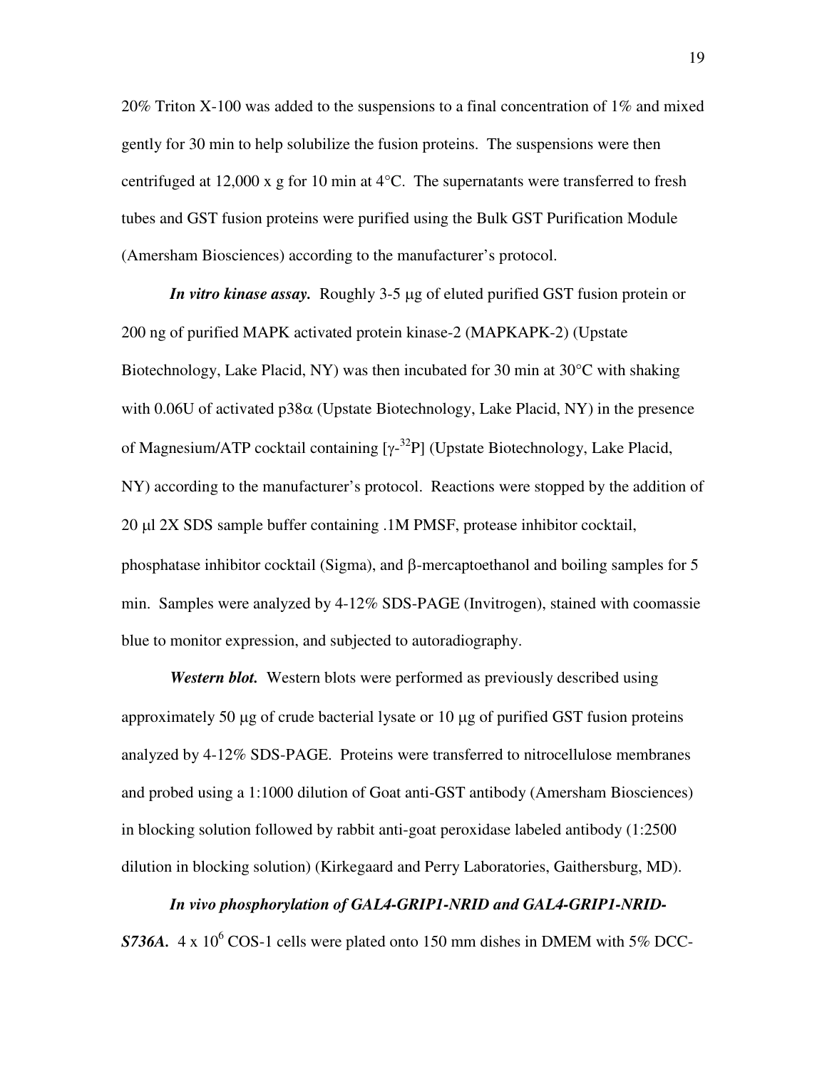20% Triton X-100 was added to the suspensions to a final concentration of 1% and mixed gently for 30 min to help solubilize the fusion proteins. The suspensions were then centrifuged at 12,000 x g for 10 min at 4°C. The supernatants were transferred to fresh tubes and GST fusion proteins were purified using the Bulk GST Purification Module (Amersham Biosciences) according to the manufacturer's protocol.

***In vitro kinase assay.*** Roughly 3-5 μg of eluted purified GST fusion protein or 200 ng of purified MAPK activated protein kinase-2 (MAPKAPK-2) (Upstate Biotechnology, Lake Placid, NY) was then incubated for 30 min at 30°C with shaking with 0.06U of activated p38α (Upstate Biotechnology, Lake Placid, NY) in the presence of Magnesium/ATP cocktail containing [$\gamma$-$^{32}$P] (Upstate Biotechnology, Lake Placid, NY) according to the manufacturer's protocol. Reactions were stopped by the addition of 20 μl 2X SDS sample buffer containing .1M PMSF, protease inhibitor cocktail, phosphatase inhibitor cocktail (Sigma), and β-mercaptoethanol and boiling samples for 5 min. Samples were analyzed by 4-12% SDS-PAGE (Invitrogen), stained with coomassie blue to monitor expression, and subjected to autoradiography.

***Western blot.*** Western blots were performed as previously described using approximately 50 μg of crude bacterial lysate or 10 μg of purified GST fusion proteins analyzed by 4-12% SDS-PAGE. Proteins were transferred to nitrocellulose membranes and probed using a 1:1000 dilution of Goat anti-GST antibody (Amersham Biosciences) in blocking solution followed by rabbit anti-goat peroxidase labeled antibody (1:2500 dilution in blocking solution) (Kirkegaard and Perry Laboratories, Gaithersburg, MD).

***In vivo phosphorylation of GAL4-GRIP1-NRID and GAL4-GRIP1-NRID-S736A.*** 4 x $10^6$ COS-1 cells were plated onto 150 mm dishes in DMEM with 5% DCC-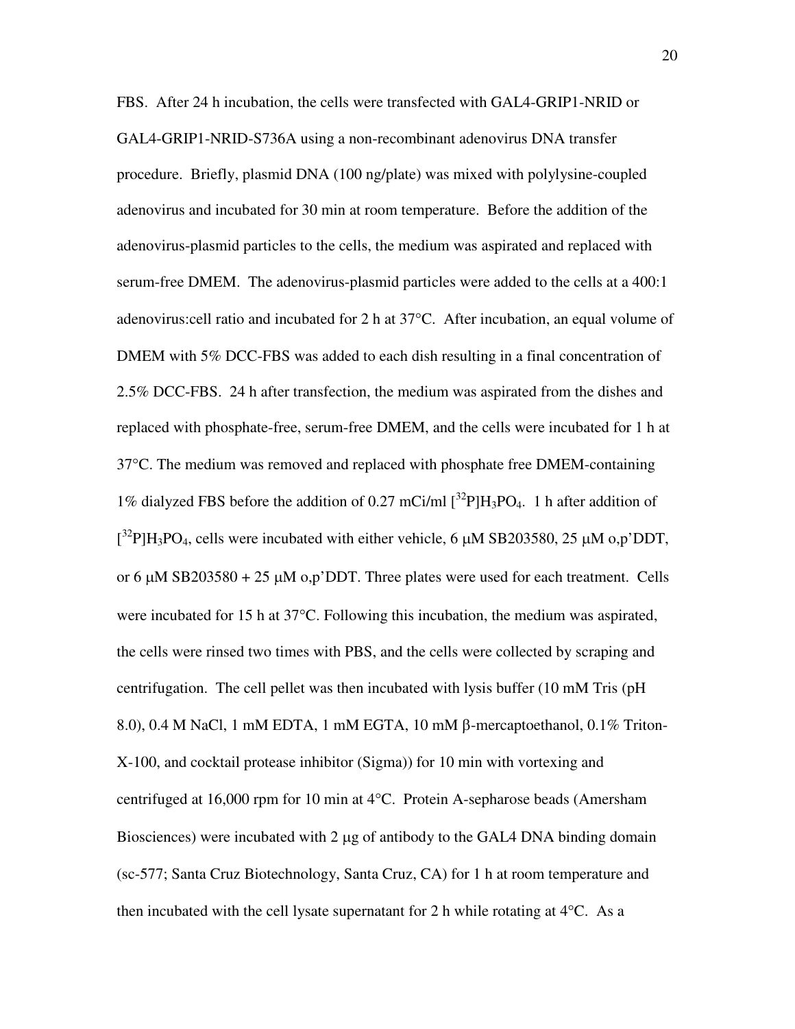FBS. After 24 h incubation, the cells were transfected with GAL4-GRIP1-NRID or GAL4-GRIP1-NRID-S736A using a non-recombinant adenovirus DNA transfer procedure. Briefly, plasmid DNA (100 ng/plate) was mixed with polylysine-coupled adenovirus and incubated for 30 min at room temperature. Before the addition of the adenovirus-plasmid particles to the cells, the medium was aspirated and replaced with serum-free DMEM. The adenovirus-plasmid particles were added to the cells at a 400:1 adenovirus:cell ratio and incubated for 2 h at 37°C. After incubation, an equal volume of DMEM with 5% DCC-FBS was added to each dish resulting in a final concentration of 2.5% DCC-FBS. 24 h after transfection, the medium was aspirated from the dishes and replaced with phosphate-free, serum-free DMEM, and the cells were incubated for 1 h at 37°C. The medium was removed and replaced with phosphate free DMEM-containing 1% dialyzed FBS before the addition of 0.27 mCi/ml $[^{32}P]H_3PO_4$. 1 h after addition of $[^{32}P]H_3PO_4$, cells were incubated with either vehicle, 6 μM SB203580, 25 μM o,p'DDT, or 6 μM SB203580 + 25 μM o,p'DDT. Three plates were used for each treatment. Cells were incubated for 15 h at 37°C. Following this incubation, the medium was aspirated, the cells were rinsed two times with PBS, and the cells were collected by scraping and centrifugation. The cell pellet was then incubated with lysis buffer (10 mM Tris (pH 8.0), 0.4 M NaCl, 1 mM EDTA, 1 mM EGTA, 10 mM β-mercaptoethanol, 0.1% Triton-X-100, and cocktail protease inhibitor (Sigma)) for 10 min with vortexing and centrifuged at 16,000 rpm for 10 min at 4°C. Protein A-sepharose beads (Amersham Biosciences) were incubated with 2 μg of antibody to the GAL4 DNA binding domain (sc-577; Santa Cruz Biotechnology, Santa Cruz, CA) for 1 h at room temperature and then incubated with the cell lysate supernatant for 2 h while rotating at 4°C. As a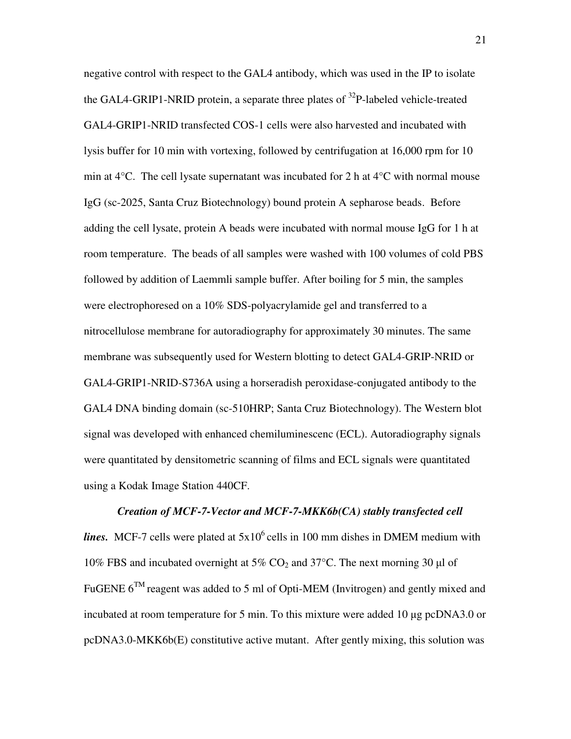negative control with respect to the GAL4 antibody, which was used in the IP to isolate the GAL4-GRIP1-NRID protein, a separate three plates of $^{32}$P-labeled vehicle-treated GAL4-GRIP1-NRID transfected COS-1 cells were also harvested and incubated with lysis buffer for 10 min with vortexing, followed by centrifugation at 16,000 rpm for 10 min at 4°C. The cell lysate supernatant was incubated for 2 h at 4°C with normal mouse IgG (sc-2025, Santa Cruz Biotechnology) bound protein A sepharose beads. Before adding the cell lysate, protein A beads were incubated with normal mouse IgG for 1 h at room temperature. The beads of all samples were washed with 100 volumes of cold PBS followed by addition of Laemmli sample buffer. After boiling for 5 min, the samples were electrophoresed on a 10% SDS-polyacrylamide gel and transferred to a nitrocellulose membrane for autoradiography for approximately 30 minutes. The same membrane was subsequently used for Western blotting to detect GAL4-GRIP-NRID or GAL4-GRIP1-NRID-S736A using a horseradish peroxidase-conjugated antibody to the GAL4 DNA binding domain (sc-510HRP; Santa Cruz Biotechnology). The Western blot signal was developed with enhanced chemiluminescenc (ECL). Autoradiography signals were quantitated by densitometric scanning of films and ECL signals were quantitated using a Kodak Image Station 440CF.

***Creation of MCF-7-Vector and MCF-7-MKK6b(CA) stably transfected cell lines.*** MCF-7 cells were plated at $5x10^6$ cells in 100 mm dishes in DMEM medium with 10% FBS and incubated overnight at 5% $CO_2$ and 37°C. The next morning 30 µl of FuGENE 6$^{TM}$ reagent was added to 5 ml of Opti-MEM (Invitrogen) and gently mixed and incubated at room temperature for 5 min. To this mixture were added 10 µg pcDNA3.0 or pcDNA3.0-MKK6b(E) constitutive active mutant. After gently mixing, this solution was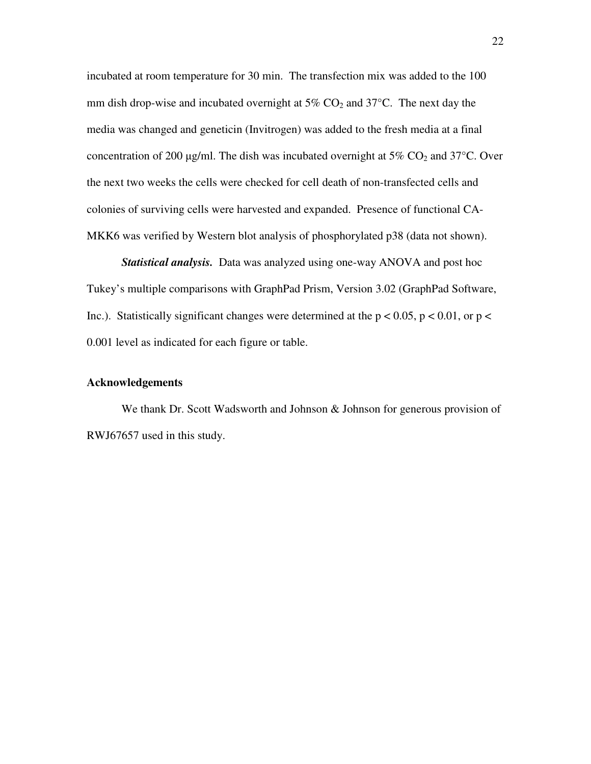incubated at room temperature for 30 min. The transfection mix was added to the 100 mm dish drop-wise and incubated overnight at 5% $CO_2$ and 37°C. The next day the media was changed and geneticin (Invitrogen) was added to the fresh media at a final concentration of 200 µg/ml. The dish was incubated overnight at 5% $CO_2$ and 37°C. Over the next two weeks the cells were checked for cell death of non-transfected cells and colonies of surviving cells were harvested and expanded. Presence of functional CA-MKK6 was verified by Western blot analysis of phosphorylated p38 (data not shown).

***Statistical analysis.*** Data was analyzed using one-way ANOVA and post hoc Tukey's multiple comparisons with GraphPad Prism, Version 3.02 (GraphPad Software, Inc.). Statistically significant changes were determined at the $p < 0.05$, $p < 0.01$, or $p < 0.001$ level as indicated for each figure or table.

## Acknowledgements

We thank Dr. Scott Wadsworth and Johnson & Johnson for generous provision of RWJ67657 used in this study.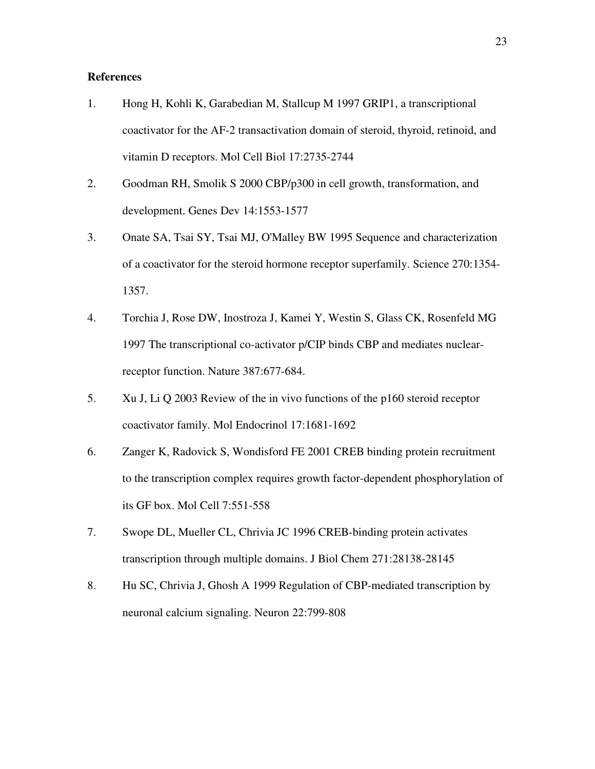**References**

1. Hong H, Kohli K, Garabedian M, Stallcup M 1997 GRIP1, a transcriptional coactivator for the AF-2 transactivation domain of steroid, thyroid, retinoid, and vitamin D receptors. Mol Cell Biol 17:2735-2744
2. Goodman RH, Smolik S 2000 CBP/p300 in cell growth, transformation, and development. Genes Dev 14:1553-1577
3. Onate SA, Tsai SY, Tsai MJ, O'Malley BW 1995 Sequence and characterization of a coactivator for the steroid hormone receptor superfamily. Science 270:1354-1357.
4. Torchia J, Rose DW, Inostroza J, Kamei Y, Westin S, Glass CK, Rosenfeld MG 1997 The transcriptional co-activator p/CIP binds CBP and mediates nuclear-receptor function. Nature 387:677-684.
5. Xu J, Li Q 2003 Review of the in vivo functions of the p160 steroid receptor coactivator family. Mol Endocrinol 17:1681-1692
6. Zanger K, Radovick S, Wondisford FE 2001 CREB binding protein recruitment to the transcription complex requires growth factor-dependent phosphorylation of its GF box. Mol Cell 7:551-558
7. Swope DL, Mueller CL, Chrivia JC 1996 CREB-binding protein activates transcription through multiple domains. J Biol Chem 271:28138-28145
8. Hu SC, Chrivia J, Ghosh A 1999 Regulation of CBP-mediated transcription by neuronal calcium signaling. Neuron 22:799-808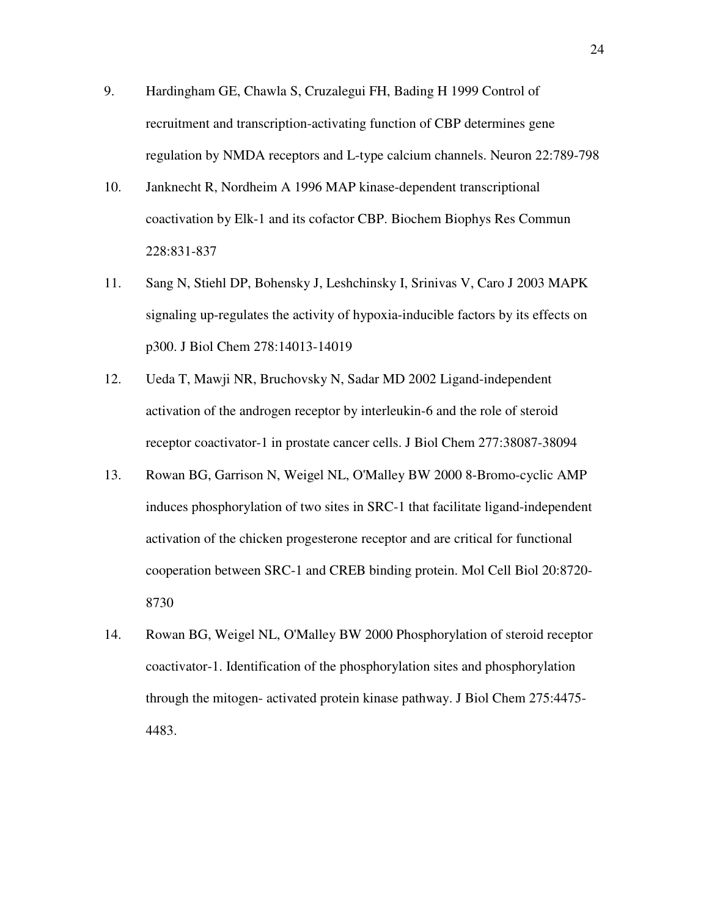9. Hardingham GE, Chawla S, Cruzalegui FH, Bading H 1999 Control of recruitment and transcription-activating function of CBP determines gene regulation by NMDA receptors and L-type calcium channels. Neuron 22:789-798
10. Janknecht R, Nordheim A 1996 MAP kinase-dependent transcriptional coactivation by Elk-1 and its cofactor CBP. Biochem Biophys Res Commun 228:831-837
11. Sang N, Stiehl DP, Bohensky J, Leshchinsky I, Srinivas V, Caro J 2003 MAPK signaling up-regulates the activity of hypoxia-inducible factors by its effects on p300. J Biol Chem 278:14013-14019
12. Ueda T, Mawji NR, Bruchovsky N, Sadar MD 2002 Ligand-independent activation of the androgen receptor by interleukin-6 and the role of steroid receptor coactivator-1 in prostate cancer cells. J Biol Chem 277:38087-38094
13. Rowan BG, Garrison N, Weigel NL, O'Malley BW 2000 8-Bromo-cyclic AMP induces phosphorylation of two sites in SRC-1 that facilitate ligand-independent activation of the chicken progesterone receptor and are critical for functional cooperation between SRC-1 and CREB binding protein. Mol Cell Biol 20:8720-8730
14. Rowan BG, Weigel NL, O'Malley BW 2000 Phosphorylation of steroid receptor coactivator-1. Identification of the phosphorylation sites and phosphorylation through the mitogen- activated protein kinase pathway. J Biol Chem 275:4475-4483.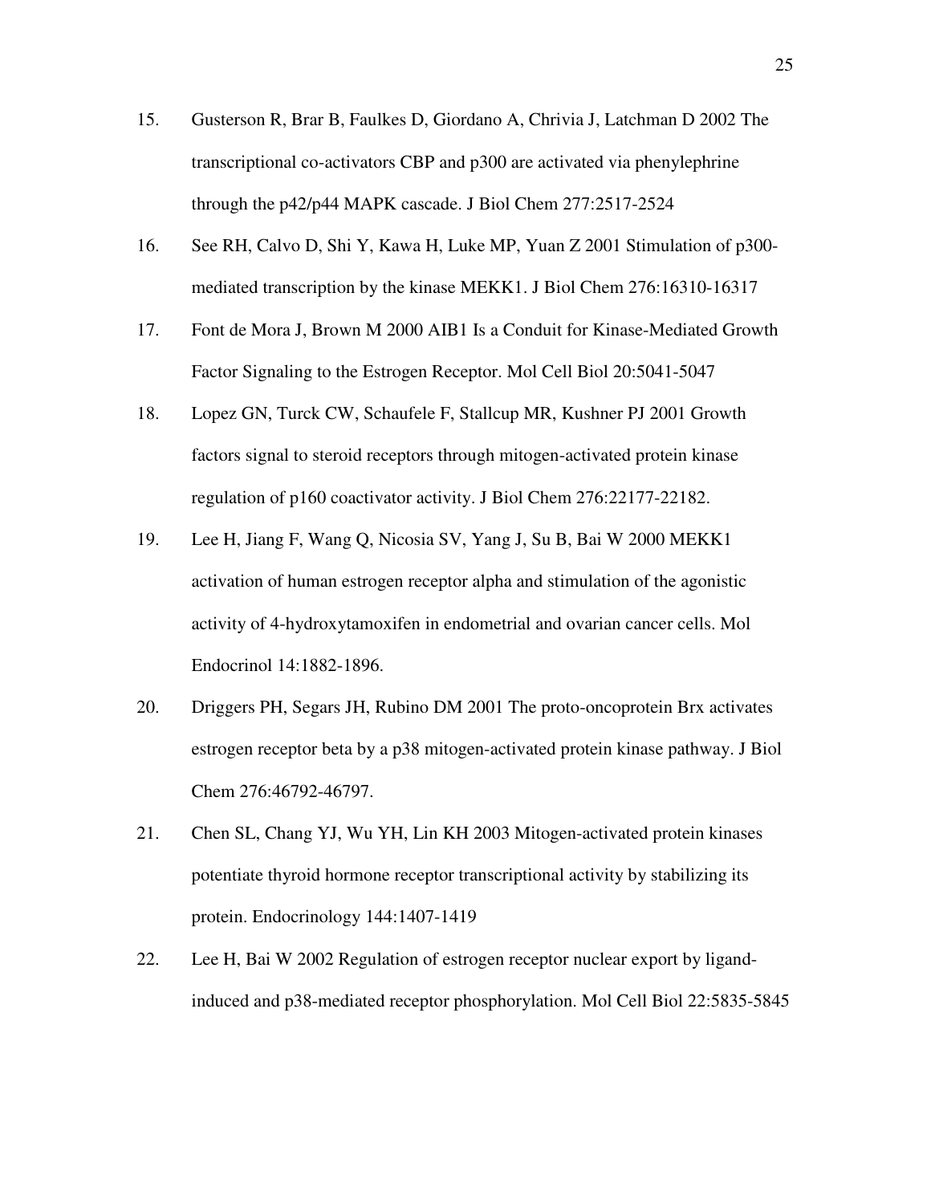15. Gusterson R, Brar B, Faulkes D, Giordano A, Chrivia J, Latchman D 2002 The transcriptional co-activators CBP and p300 are activated via phenylephrine through the p42/p44 MAPK cascade. J Biol Chem 277:2517-2524

16. See RH, Calvo D, Shi Y, Kawa H, Luke MP, Yuan Z 2001 Stimulation of p300-mediated transcription by the kinase MEKK1. J Biol Chem 276:16310-16317

17. Font de Mora J, Brown M 2000 AIB1 Is a Conduit for Kinase-Mediated Growth Factor Signaling to the Estrogen Receptor. Mol Cell Biol 20:5041-5047

18. Lopez GN, Turck CW, Schaufele F, Stallcup MR, Kushner PJ 2001 Growth factors signal to steroid receptors through mitogen-activated protein kinase regulation of p160 coactivator activity. J Biol Chem 276:22177-22182.

19. Lee H, Jiang F, Wang Q, Nicosia SV, Yang J, Su B, Bai W 2000 MEKK1 activation of human estrogen receptor alpha and stimulation of the agonistic activity of 4-hydroxytamoxifen in endometrial and ovarian cancer cells. Mol Endocrinol 14:1882-1896.

20. Driggers PH, Segars JH, Rubino DM 2001 The proto-oncoprotein Brx activates estrogen receptor beta by a p38 mitogen-activated protein kinase pathway. J Biol Chem 276:46792-46797.

21. Chen SL, Chang YJ, Wu YH, Lin KH 2003 Mitogen-activated protein kinases potentiate thyroid hormone receptor transcriptional activity by stabilizing its protein. Endocrinology 144:1407-1419

22. Lee H, Bai W 2002 Regulation of estrogen receptor nuclear export by ligand-induced and p38-mediated receptor phosphorylation. Mol Cell Biol 22:5835-5845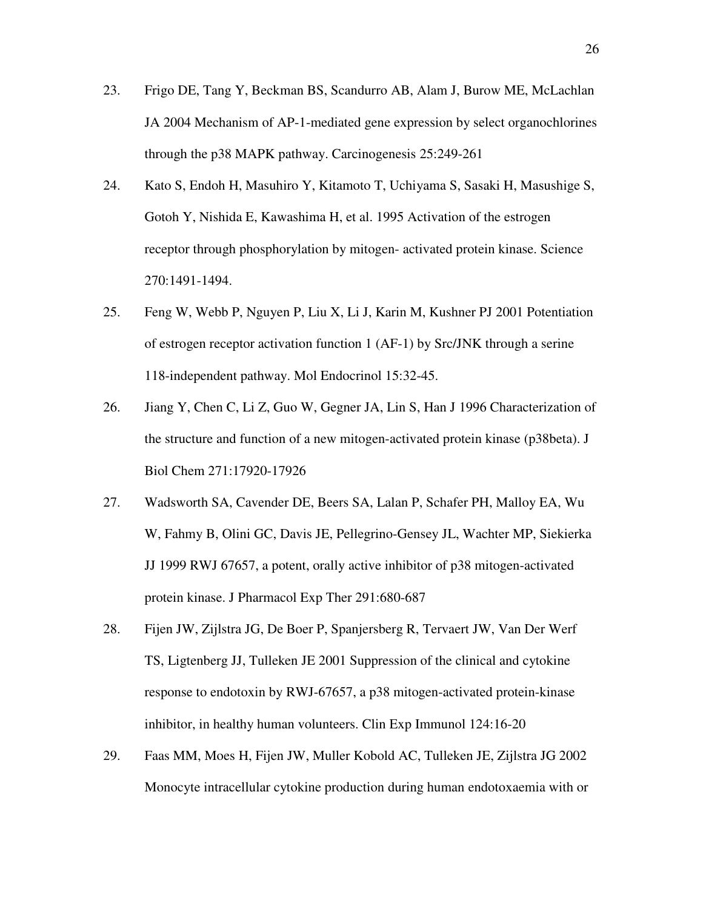23. Frigo DE, Tang Y, Beckman BS, Scandurro AB, Alam J, Burow ME, McLachlan JA 2004 Mechanism of AP-1-mediated gene expression by select organochlorines through the p38 MAPK pathway. Carcinogenesis 25:249-261

24. Kato S, Endoh H, Masuhiro Y, Kitamoto T, Uchiyama S, Sasaki H, Masushige S, Gotoh Y, Nishida E, Kawashima H, et al. 1995 Activation of the estrogen receptor through phosphorylation by mitogen- activated protein kinase. Science 270:1491-1494.

25. Feng W, Webb P, Nguyen P, Liu X, Li J, Karin M, Kushner PJ 2001 Potentiation of estrogen receptor activation function 1 (AF-1) by Src/JNK through a serine 118-independent pathway. Mol Endocrinol 15:32-45.

26. Jiang Y, Chen C, Li Z, Guo W, Gegner JA, Lin S, Han J 1996 Characterization of the structure and function of a new mitogen-activated protein kinase (p38beta). J Biol Chem 271:17920-17926

27. Wadsworth SA, Cavender DE, Beers SA, Lalan P, Schafer PH, Malloy EA, Wu W, Fahmy B, Olini GC, Davis JE, Pellegrino-Gensey JL, Wachter MP, Siekierka JJ 1999 RWJ 67657, a potent, orally active inhibitor of p38 mitogen-activated protein kinase. J Pharmacol Exp Ther 291:680-687

28. Fijen JW, Zijlstra JG, De Boer P, Spanjersberg R, Tervaert JW, Van Der Werf TS, Ligtenberg JJ, Tulleken JE 2001 Suppression of the clinical and cytokine response to endotoxin by RWJ-67657, a p38 mitogen-activated protein-kinase inhibitor, in healthy human volunteers. Clin Exp Immunol 124:16-20

29. Faas MM, Moes H, Fijen JW, Muller Kobold AC, Tulleken JE, Zijlstra JG 2002 Monocyte intracellular cytokine production during human endotoxaemia with or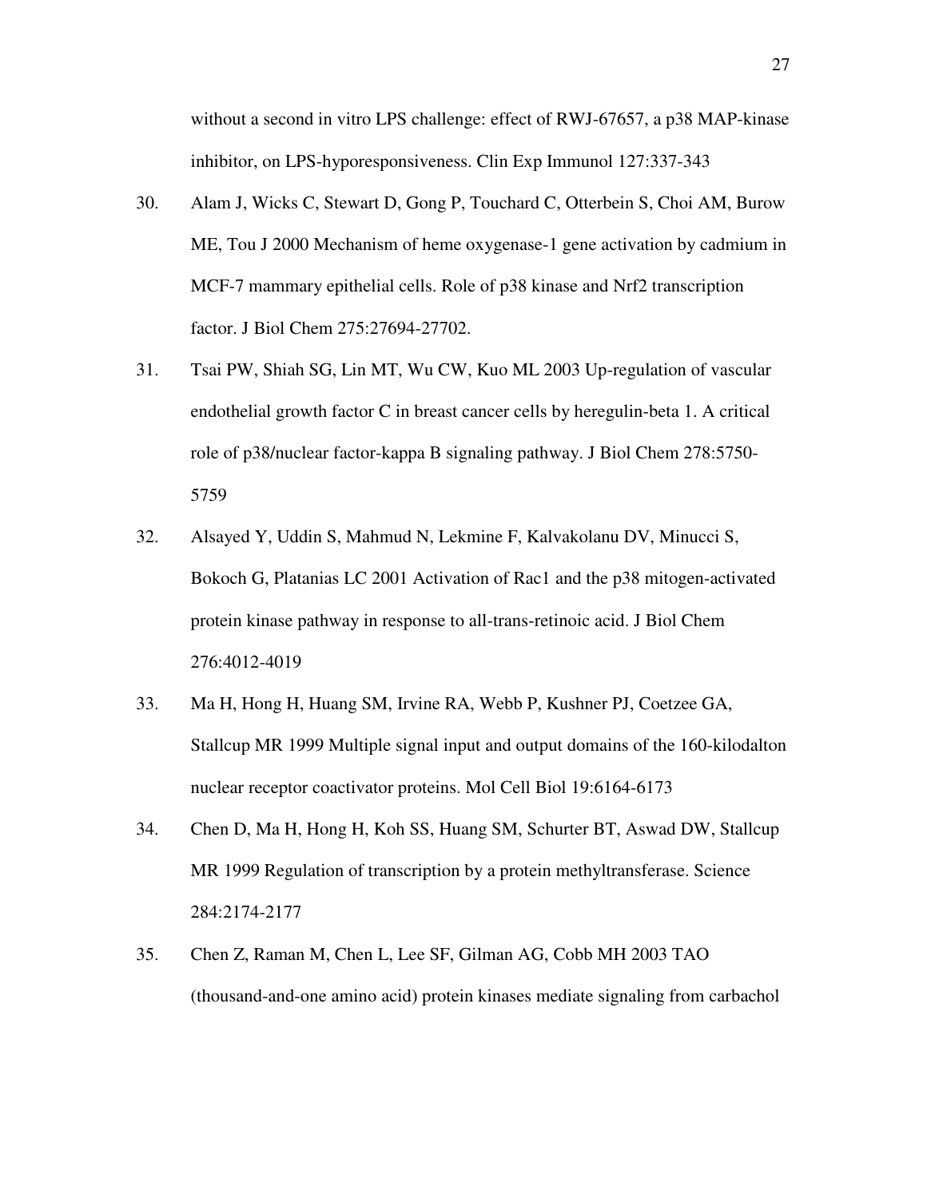without a second in vitro LPS challenge: effect of RWJ-67657, a p38 MAP-kinase inhibitor, on LPS-hyporesponsiveness. Clin Exp Immunol 127:337-343

30. Alam J, Wicks C, Stewart D, Gong P, Touchard C, Otterbein S, Choi AM, Burow ME, Tou J 2000 Mechanism of heme oxygenase-1 gene activation by cadmium in MCF-7 mammary epithelial cells. Role of p38 kinase and Nrf2 transcription factor. J Biol Chem 275:27694-27702.

31. Tsai PW, Shiah SG, Lin MT, Wu CW, Kuo ML 2003 Up-regulation of vascular endothelial growth factor C in breast cancer cells by heregulin-beta 1. A critical role of p38/nuclear factor-kappa B signaling pathway. J Biol Chem 278:5750-5759

32. Alsayed Y, Uddin S, Mahmud N, Lekmine F, Kalvakolanu DV, Minucci S, Bokoch G, Platanias LC 2001 Activation of Rac1 and the p38 mitogen-activated protein kinase pathway in response to all-trans-retinoic acid. J Biol Chem 276:4012-4019

33. Ma H, Hong H, Huang SM, Irvine RA, Webb P, Kushner PJ, Coetzee GA, Stallcup MR 1999 Multiple signal input and output domains of the 160-kilodalton nuclear receptor coactivator proteins. Mol Cell Biol 19:6164-6173

34. Chen D, Ma H, Hong H, Koh SS, Huang SM, Schurter BT, Aswad DW, Stallcup MR 1999 Regulation of transcription by a protein methyltransferase. Science 284:2174-2177

35. Chen Z, Raman M, Chen L, Lee SF, Gilman AG, Cobb MH 2003 TAO (thousand-and-one amino acid) protein kinases mediate signaling from carbachol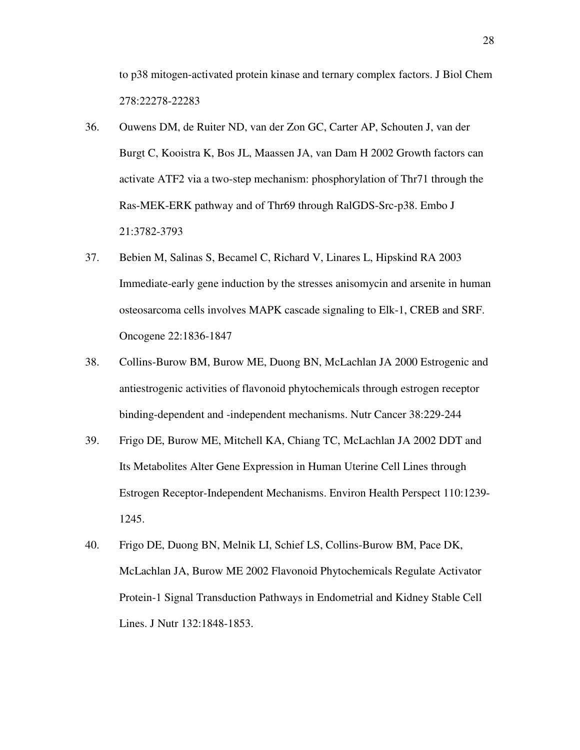to p38 mitogen-activated protein kinase and ternary complex factors. J Biol Chem 278:22278-22283

36. Ouwens DM, de Ruiter ND, van der Zon GC, Carter AP, Schouten J, van der Burgt C, Kooistra K, Bos JL, Maassen JA, van Dam H 2002 Growth factors can activate ATF2 via a two-step mechanism: phosphorylation of Thr71 through the Ras-MEK-ERK pathway and of Thr69 through RalGDS-Src-p38. Embo J 21:3782-3793

37. Bebien M, Salinas S, Becamel C, Richard V, Linares L, Hipskind RA 2003 Immediate-early gene induction by the stresses anisomycin and arsenite in human osteosarcoma cells involves MAPK cascade signaling to Elk-1, CREB and SRF. Oncogene 22:1836-1847

38. Collins-Burow BM, Burow ME, Duong BN, McLachlan JA 2000 Estrogenic and antiestrogenic activities of flavonoid phytochemicals through estrogen receptor binding-dependent and -independent mechanisms. Nutr Cancer 38:229-244

39. Frigo DE, Burow ME, Mitchell KA, Chiang TC, McLachlan JA 2002 DDT and Its Metabolites Alter Gene Expression in Human Uterine Cell Lines through Estrogen Receptor-Independent Mechanisms. Environ Health Perspect 110:1239-1245.

40. Frigo DE, Duong BN, Melnik LI, Schief LS, Collins-Burow BM, Pace DK, McLachlan JA, Burow ME 2002 Flavonoid Phytochemicals Regulate Activator Protein-1 Signal Transduction Pathways in Endometrial and Kidney Stable Cell Lines. J Nutr 132:1848-1853.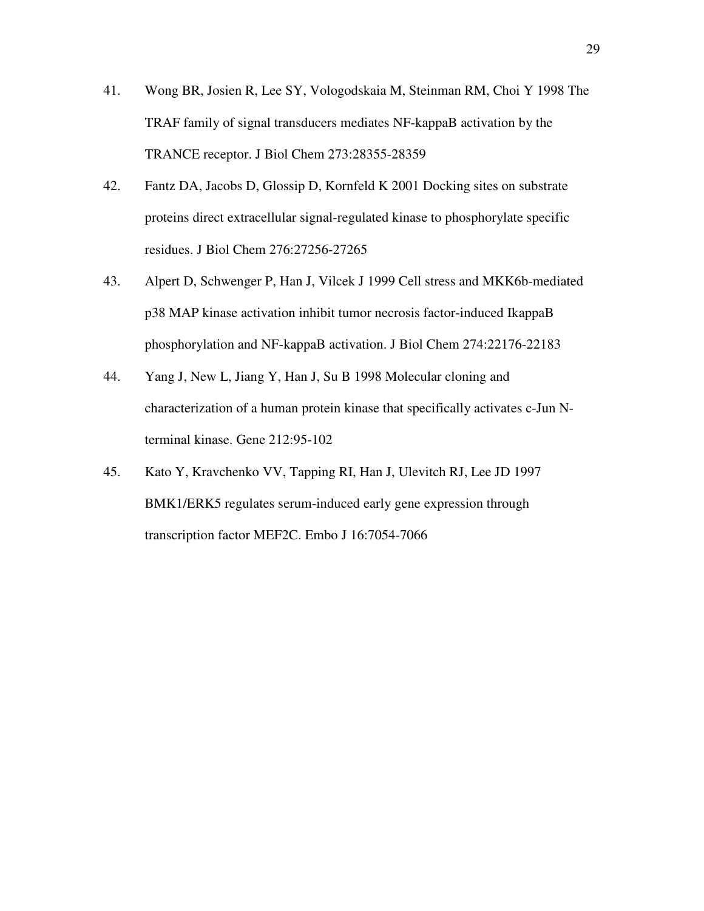41. Wong BR, Josien R, Lee SY, Vologodskaia M, Steinman RM, Choi Y 1998 The TRAF family of signal transducers mediates NF-kappaB activation by the TRANCE receptor. J Biol Chem 273:28355-28359

42. Fantz DA, Jacobs D, Glossip D, Kornfeld K 2001 Docking sites on substrate proteins direct extracellular signal-regulated kinase to phosphorylate specific residues. J Biol Chem 276:27256-27265

43. Alpert D, Schwenger P, Han J, Vilcek J 1999 Cell stress and MKK6b-mediated p38 MAP kinase activation inhibit tumor necrosis factor-induced IkappaB phosphorylation and NF-kappaB activation. J Biol Chem 274:22176-22183

44. Yang J, New L, Jiang Y, Han J, Su B 1998 Molecular cloning and characterization of a human protein kinase that specifically activates c-Jun N-terminal kinase. Gene 212:95-102

45. Kato Y, Kravchenko VV, Tapping RI, Han J, Ulevitch RJ, Lee JD 1997 BMK1/ERK5 regulates serum-induced early gene expression through transcription factor MEF2C. Embo J 16:7054-7066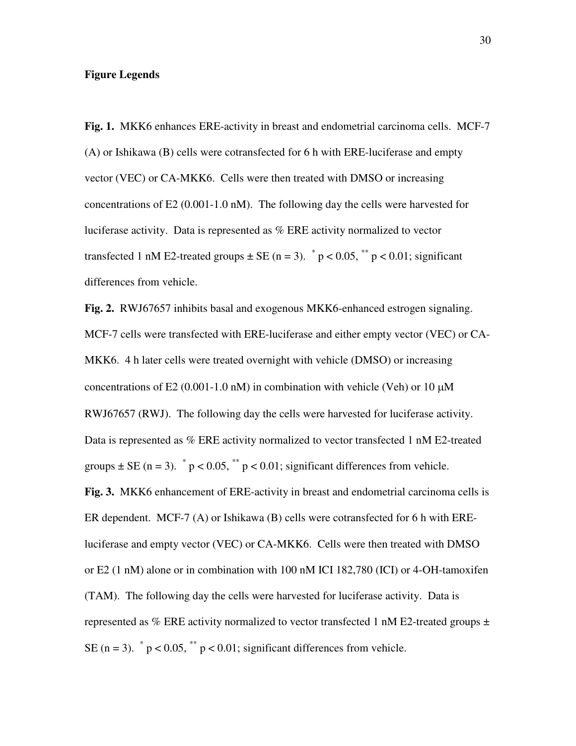**Figure Legends**

**Fig. 1.** MKK6 enhances ERE-activity in breast and endometrial carcinoma cells. MCF-7 (A) or Ishikawa (B) cells were cotransfected for 6 h with ERE-luciferase and empty vector (VEC) or CA-MKK6. Cells were then treated with DMSO or increasing concentrations of E2 (0.001-1.0 nM). The following day the cells were harvested for luciferase activity. Data is represented as % ERE activity normalized to vector transfected 1 nM E2-treated groups ± SE (n = 3). $^{*}$ $p < 0.05$, $^{**}$ $p < 0.01$; significant differences from vehicle.

**Fig. 2.** RWJ67657 inhibits basal and exogenous MKK6-enhanced estrogen signaling. MCF-7 cells were transfected with ERE-luciferase and either empty vector (VEC) or CA-MKK6. 4 h later cells were treated overnight with vehicle (DMSO) or increasing concentrations of E2 (0.001-1.0 nM) in combination with vehicle (Veh) or 10 μM RWJ67657 (RWJ). The following day the cells were harvested for luciferase activity. Data is represented as % ERE activity normalized to vector transfected 1 nM E2-treated groups ± SE (n = 3). $^{*}$ $p < 0.05$, $^{**}$ $p < 0.01$; significant differences from vehicle.

**Fig. 3.** MKK6 enhancement of ERE-activity in breast and endometrial carcinoma cells is ER dependent. MCF-7 (A) or Ishikawa (B) cells were cotransfected for 6 h with ERE-luciferase and empty vector (VEC) or CA-MKK6. Cells were then treated with DMSO or E2 (1 nM) alone or in combination with 100 nM ICI 182,780 (ICI) or 4-OH-tamoxifen (TAM). The following day the cells were harvested for luciferase activity. Data is represented as % ERE activity normalized to vector transfected 1 nM E2-treated groups ± SE (n = 3). $^{*}$ $p < 0.05$, $^{**}$ $p < 0.01$; significant differences from vehicle.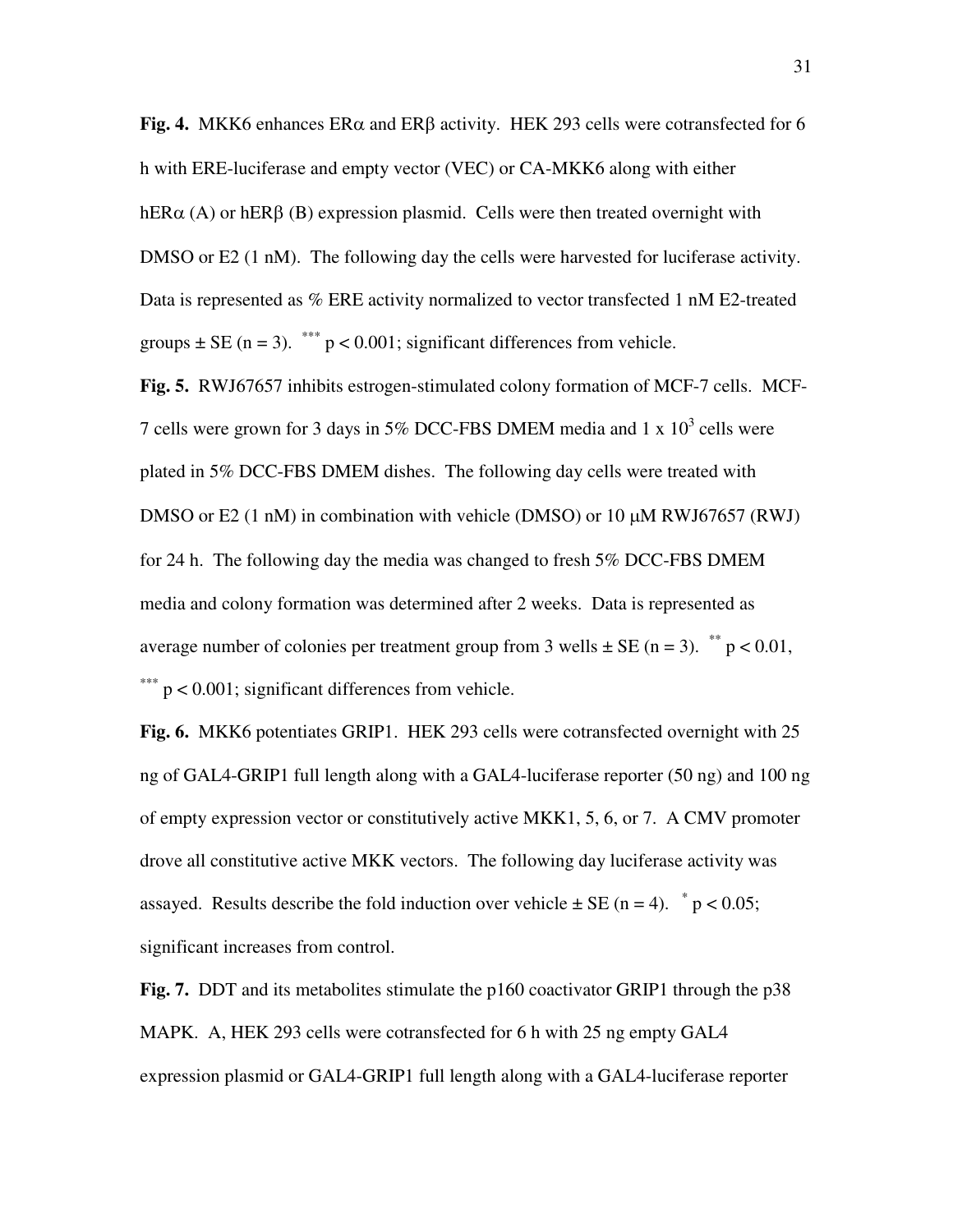**Fig. 4.** MKK6 enhances ERα and ERβ activity. HEK 293 cells were cotransfected for 6 h with ERE-luciferase and empty vector (VEC) or CA-MKK6 along with either hERα (A) or hERβ (B) expression plasmid. Cells were then treated overnight with DMSO or E2 (1 nM). The following day the cells were harvested for luciferase activity. Data is represented as % ERE activity normalized to vector transfected 1 nM E2-treated groups ± SE (n = 3). $^{***}$ $p < 0.001$; significant differences from vehicle.

**Fig. 5.** RWJ67657 inhibits estrogen-stimulated colony formation of MCF-7 cells. MCF-7 cells were grown for 3 days in 5% DCC-FBS DMEM media and 1 x $10^3$ cells were plated in 5% DCC-FBS DMEM dishes. The following day cells were treated with DMSO or E2 (1 nM) in combination with vehicle (DMSO) or 10 μM RWJ67657 (RWJ) for 24 h. The following day the media was changed to fresh 5% DCC-FBS DMEM media and colony formation was determined after 2 weeks. Data is represented as average number of colonies per treatment group from 3 wells ± SE (n = 3). $^{**}$ $p < 0.01$, $^{***}$ $p < 0.001$; significant differences from vehicle.

**Fig. 6.** MKK6 potentiates GRIP1. HEK 293 cells were cotransfected overnight with 25 ng of GAL4-GRIP1 full length along with a GAL4-luciferase reporter (50 ng) and 100 ng of empty expression vector or constitutively active MKK1, 5, 6, or 7. A CMV promoter drove all constitutive active MKK vectors. The following day luciferase activity was assayed. Results describe the fold induction over vehicle ± SE (n = 4). $^{*}$ $p < 0.05$; significant increases from control.

**Fig. 7.** DDT and its metabolites stimulate the p160 coactivator GRIP1 through the p38 MAPK. A, HEK 293 cells were cotransfected for 6 h with 25 ng empty GAL4 expression plasmid or GAL4-GRIP1 full length along with a GAL4-luciferase reporter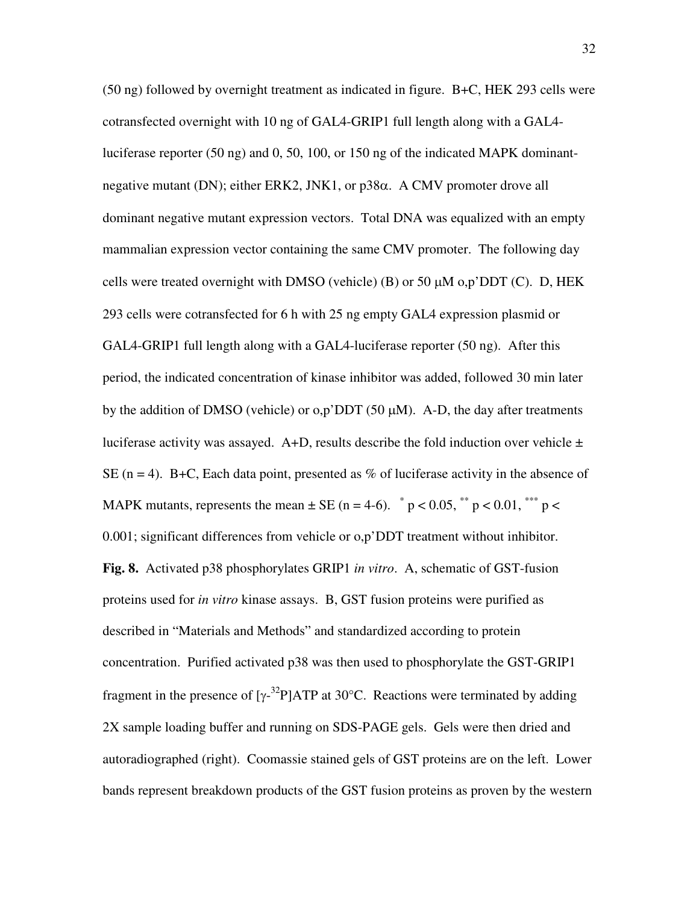(50 ng) followed by overnight treatment as indicated in figure. B+C, HEK 293 cells were cotransfected overnight with 10 ng of GAL4-GRIP1 full length along with a GAL4-luciferase reporter (50 ng) and 0, 50, 100, or 150 ng of the indicated MAPK dominant-negative mutant (DN); either ERK2, JNK1, or p38$\alpha$. A CMV promoter drove all dominant negative mutant expression vectors. Total DNA was equalized with an empty mammalian expression vector containing the same CMV promoter. The following day cells were treated overnight with DMSO (vehicle) (B) or 50 $\mu$M o,p'DDT (C). D, HEK 293 cells were cotransfected for 6 h with 25 ng empty GAL4 expression plasmid or GAL4-GRIP1 full length along with a GAL4-luciferase reporter (50 ng). After this period, the indicated concentration of kinase inhibitor was added, followed 30 min later by the addition of DMSO (vehicle) or o,p'DDT (50 $\mu$M). A-D, the day after treatments luciferase activity was assayed. A+D, results describe the fold induction over vehicle $\pm$ SE (n = 4). B+C, Each data point, presented as % of luciferase activity in the absence of MAPK mutants, represents the mean $\pm$ SE (n = 4-6). $^{*}$ $p < 0.05$, $^{**}$ $p < 0.01$, $^{***}$ $p < 0.001$; significant differences from vehicle or o,p'DDT treatment without inhibitor.

**Fig. 8.** Activated p38 phosphorylates GRIP1 *in vitro*. A, schematic of GST-fusion proteins used for *in vitro* kinase assays. B, GST fusion proteins were purified as described in "Materials and Methods" and standardized according to protein concentration. Purified activated p38 was then used to phosphorylate the GST-GRIP1 fragment in the presence of [$\gamma$-$^{32}$P]ATP at 30°C. Reactions were terminated by adding 2X sample loading buffer and running on SDS-PAGE gels. Gels were then dried and autoradiographed (right). Coomassie stained gels of GST proteins are on the left. Lower bands represent breakdown products of the GST fusion proteins as proven by the western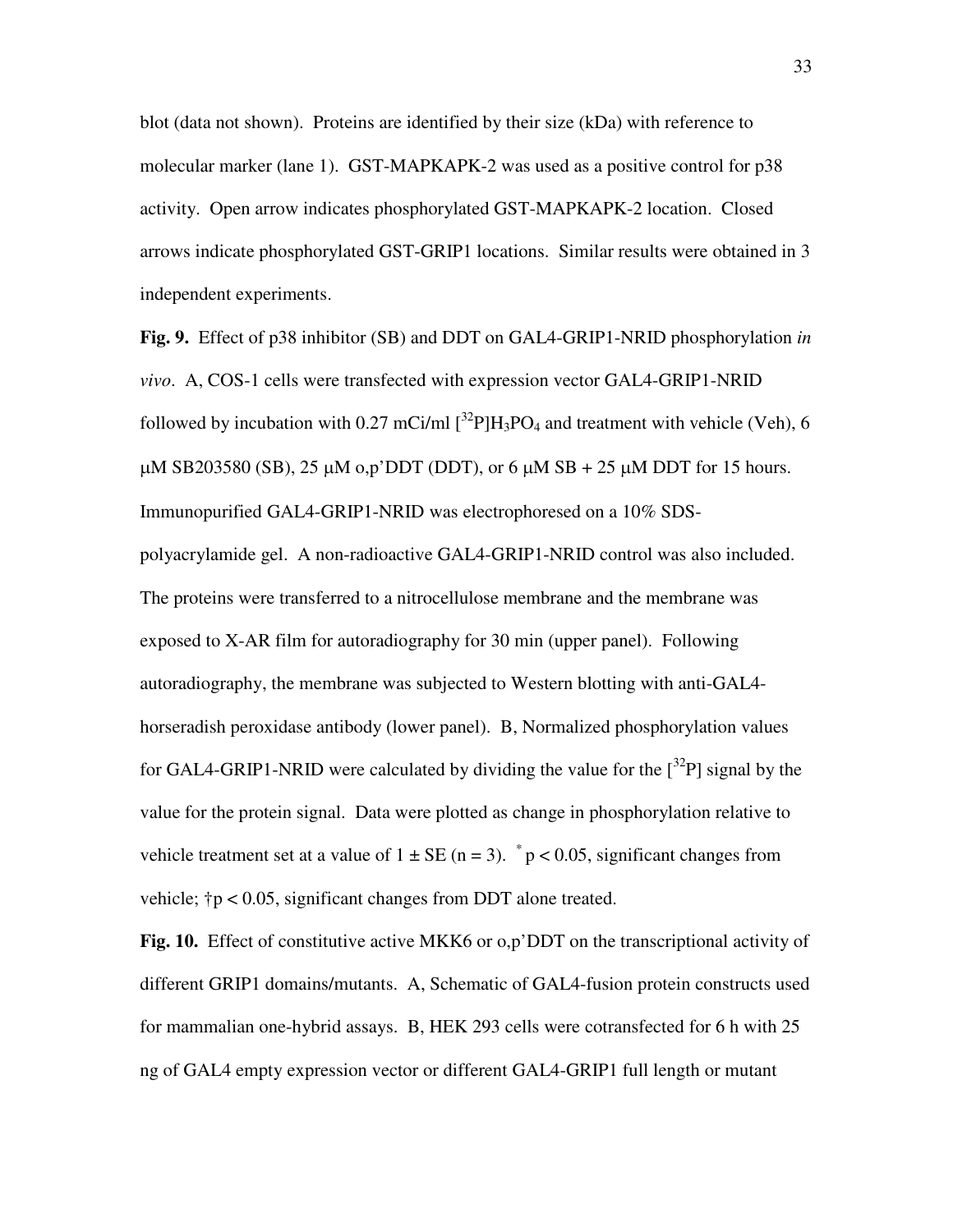blot (data not shown). Proteins are identified by their size (kDa) with reference to molecular marker (lane 1). GST-MAPKAPK-2 was used as a positive control for p38 activity. Open arrow indicates phosphorylated GST-MAPKAPK-2 location. Closed arrows indicate phosphorylated GST-GRIP1 locations. Similar results were obtained in 3 independent experiments.

**Fig. 9.** Effect of p38 inhibitor (SB) and DDT on GAL4-GRIP1-NRID phosphorylation *in vivo*. A, COS-1 cells were transfected with expression vector GAL4-GRIP1-NRID followed by incubation with 0.27 mCi/ml [$^{32}$P]$H_3PO_4$ and treatment with vehicle (Veh), 6 μM SB203580 (SB), 25 μM o,p'DDT (DDT), or 6 μM SB + 25 μM DDT for 15 hours. Immunopurified GAL4-GRIP1-NRID was electrophoresed on a 10% SDS-polyacrylamide gel. A non-radioactive GAL4-GRIP1-NRID control was also included. The proteins were transferred to a nitrocellulose membrane and the membrane was exposed to X-AR film for autoradiography for 30 min (upper panel). Following autoradiography, the membrane was subjected to Western blotting with anti-GAL4-horseradish peroxidase antibody (lower panel). B, Normalized phosphorylation values for GAL4-GRIP1-NRID were calculated by dividing the value for the [$^{32}$P] signal by the value for the protein signal. Data were plotted as change in phosphorylation relative to vehicle treatment set at a value of $1 \pm$ SE (n = 3). $^{*}p < 0.05$, significant changes from vehicle; †$p < 0.05$, significant changes from DDT alone treated.

**Fig. 10.** Effect of constitutive active MKK6 or o,p'DDT on the transcriptional activity of different GRIP1 domains/mutants. A, Schematic of GAL4-fusion protein constructs used for mammalian one-hybrid assays. B, HEK 293 cells were cotransfected for 6 h with 25 ng of GAL4 empty expression vector or different GAL4-GRIP1 full length or mutant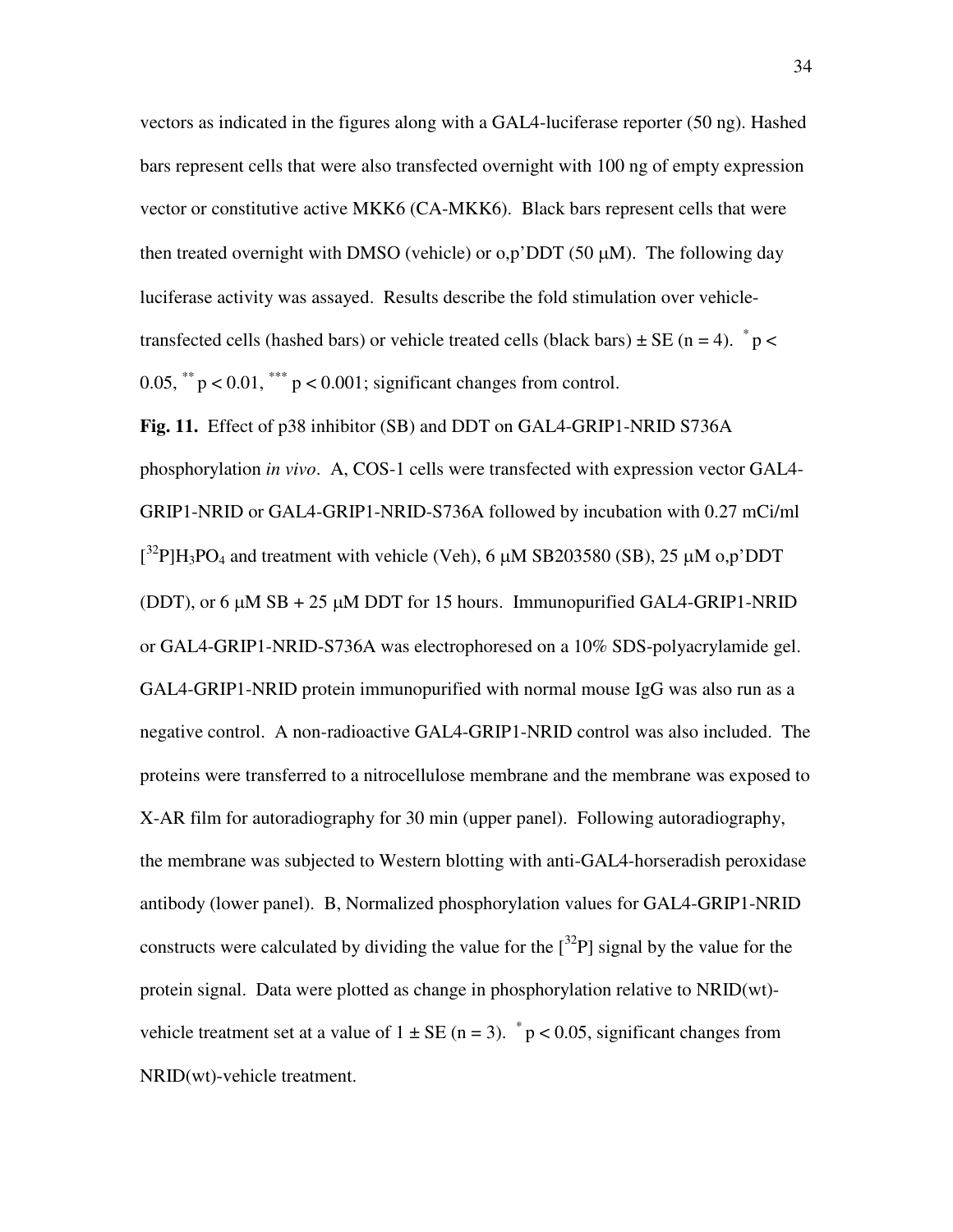vectors as indicated in the figures along with a GAL4-luciferase reporter (50 ng). Hashed bars represent cells that were also transfected overnight with 100 ng of empty expression vector or constitutive active MKK6 (CA-MKK6). Black bars represent cells that were then treated overnight with DMSO (vehicle) or o,p'DDT (50 μM). The following day luciferase activity was assayed. Results describe the fold stimulation over vehicle-transfected cells (hashed bars) or vehicle treated cells (black bars) ± SE (n = 4). $^{*}p < 0.05$, $^{**}p < 0.01$, $^{***}p < 0.001$; significant changes from control.

**Fig. 11.** Effect of p38 inhibitor (SB) and DDT on GAL4-GRIP1-NRID S736A phosphorylation *in vivo*. A, COS-1 cells were transfected with expression vector GAL4-GRIP1-NRID or GAL4-GRIP1-NRID-S736A followed by incubation with 0.27 mCi/ml $[^{32}P]H_3PO_4$ and treatment with vehicle (Veh), 6 μM SB203580 (SB), 25 μM o,p'DDT (DDT), or 6 μM SB + 25 μM DDT for 15 hours. Immunopurified GAL4-GRIP1-NRID or GAL4-GRIP1-NRID-S736A was electrophoresed on a 10% SDS-polyacrylamide gel. GAL4-GRIP1-NRID protein immunopurified with normal mouse IgG was also run as a negative control. A non-radioactive GAL4-GRIP1-NRID control was also included. The proteins were transferred to a nitrocellulose membrane and the membrane was exposed to X-AR film for autoradiography for 30 min (upper panel). Following autoradiography, the membrane was subjected to Western blotting with anti-GAL4-horseradish peroxidase antibody (lower panel). B, Normalized phosphorylation values for GAL4-GRIP1-NRID constructs were calculated by dividing the value for the $[^{32}P]$ signal by the value for the protein signal. Data were plotted as change in phosphorylation relative to NRID(wt)-vehicle treatment set at a value of 1 ± SE (n = 3). $^{*}p < 0.05$, significant changes from NRID(wt)-vehicle treatment.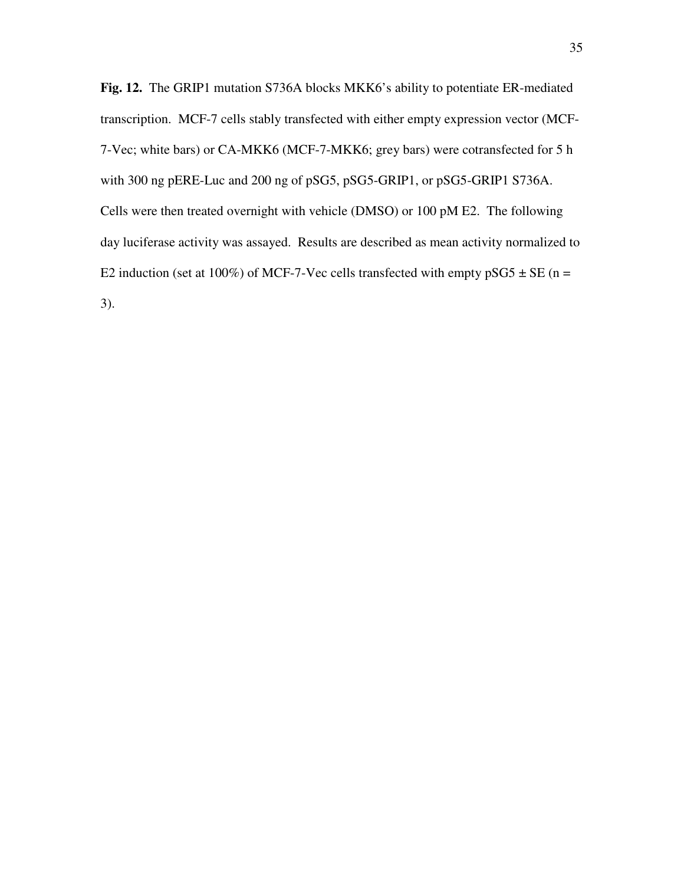**Fig. 12.** The GRIP1 mutation S736A blocks MKK6's ability to potentiate ER-mediated transcription. MCF-7 cells stably transfected with either empty expression vector (MCF-7-Vec; white bars) or CA-MKK6 (MCF-7-MKK6; grey bars) were cotransfected for 5 h with 300 ng pERE-Luc and 200 ng of pSG5, pSG5-GRIP1, or pSG5-GRIP1 S736A. Cells were then treated overnight with vehicle (DMSO) or 100 pM E2. The following day luciferase activity was assayed. Results are described as mean activity normalized to E2 induction (set at 100%) of MCF-7-Vec cells transfected with empty pSG5 ± SE (n = 3).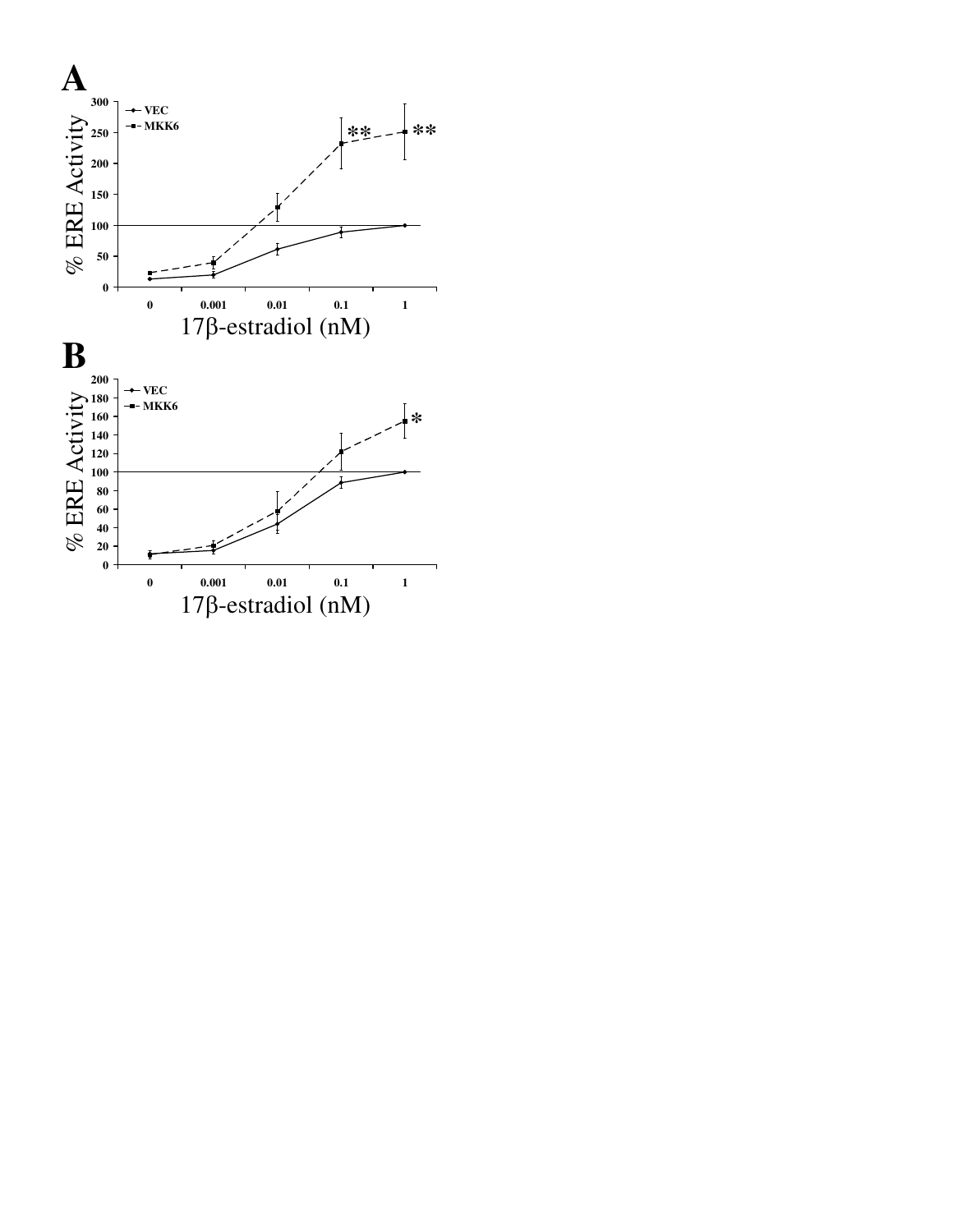**A**

% ERE Activity

VEC
MKK6

300, 250, 200, 150, 100, 50, 0

\*\*  \*\*

0, 0.001, 0.01, 0.1, 1

17β-estradiol (nM)

**B**

% ERE Activity

VEC
MKK6

200, 180, 160, 140, 120, 100, 80, 60, 40, 20, 0

\*

0, 0.001, 0.01, 0.1, 1

17β-estradiol (nM)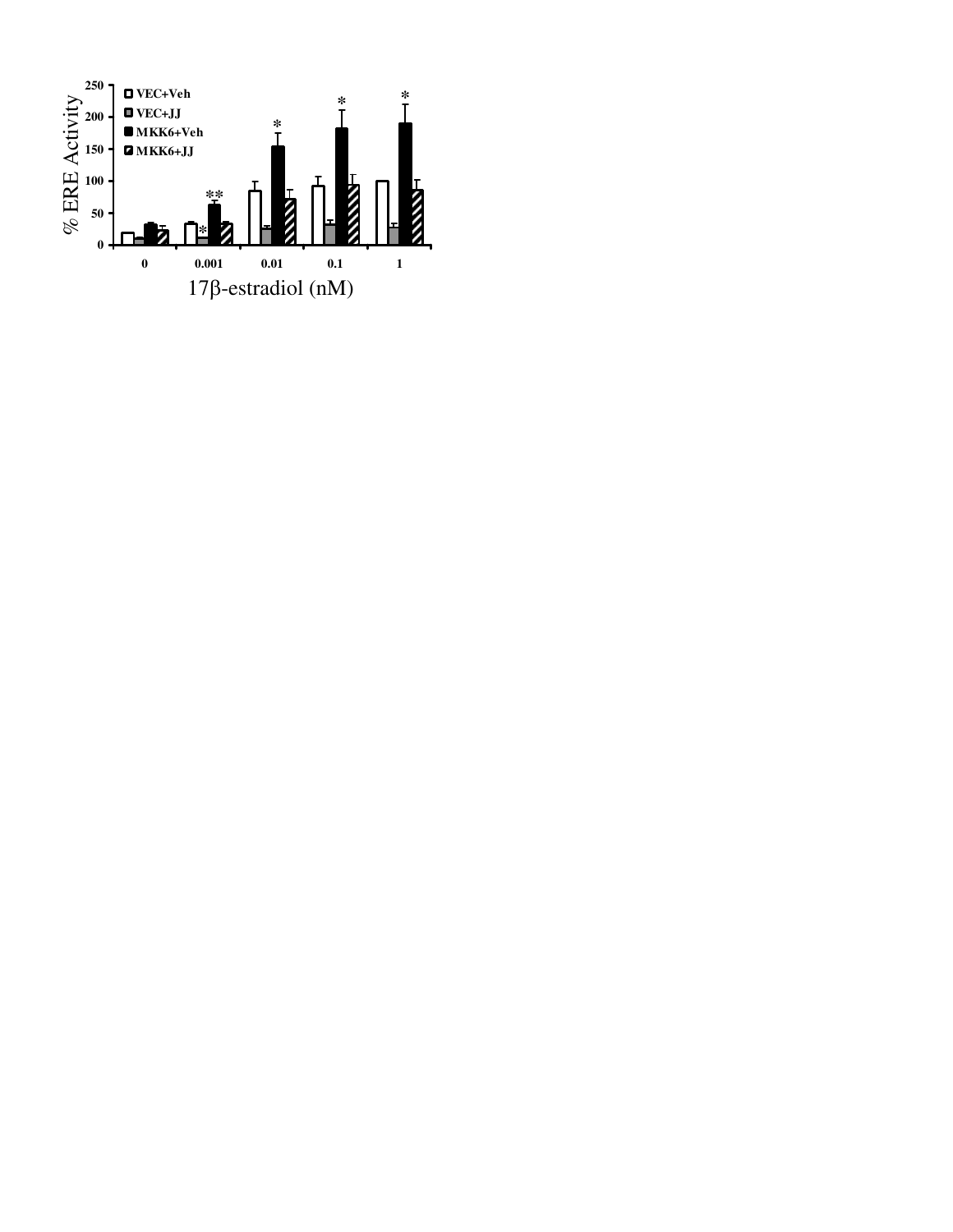% ERE Activity

250
200
150
100
50
0

VEC+Veh
VEC+JJ
MKK6+Veh
MKK6+JJ

*
*
*
**
*

0 0.001 0.01 0.1 1

17β-estradiol (nM)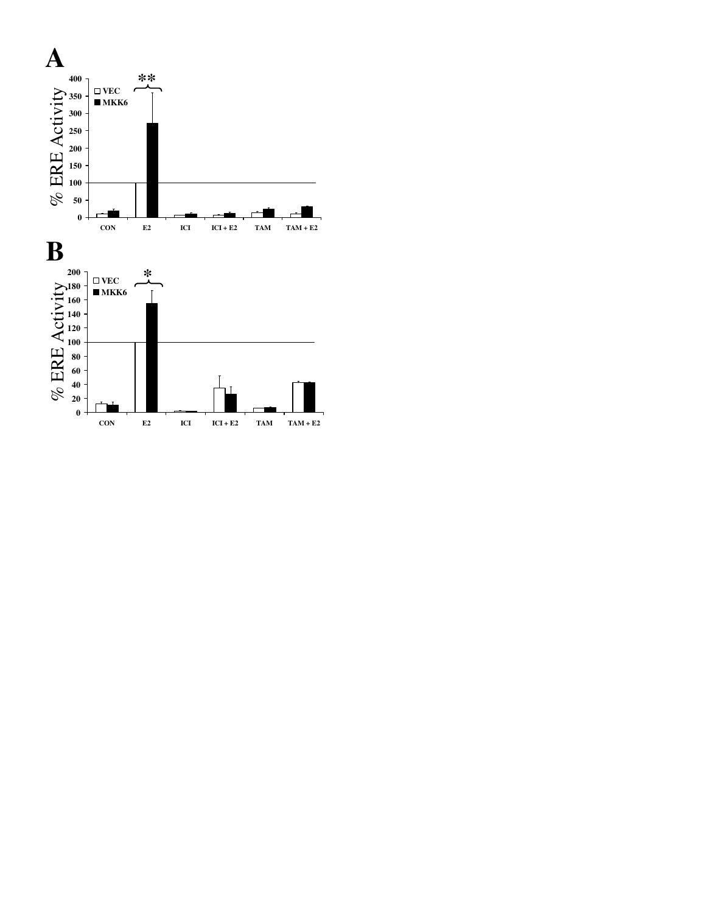**A**

**B**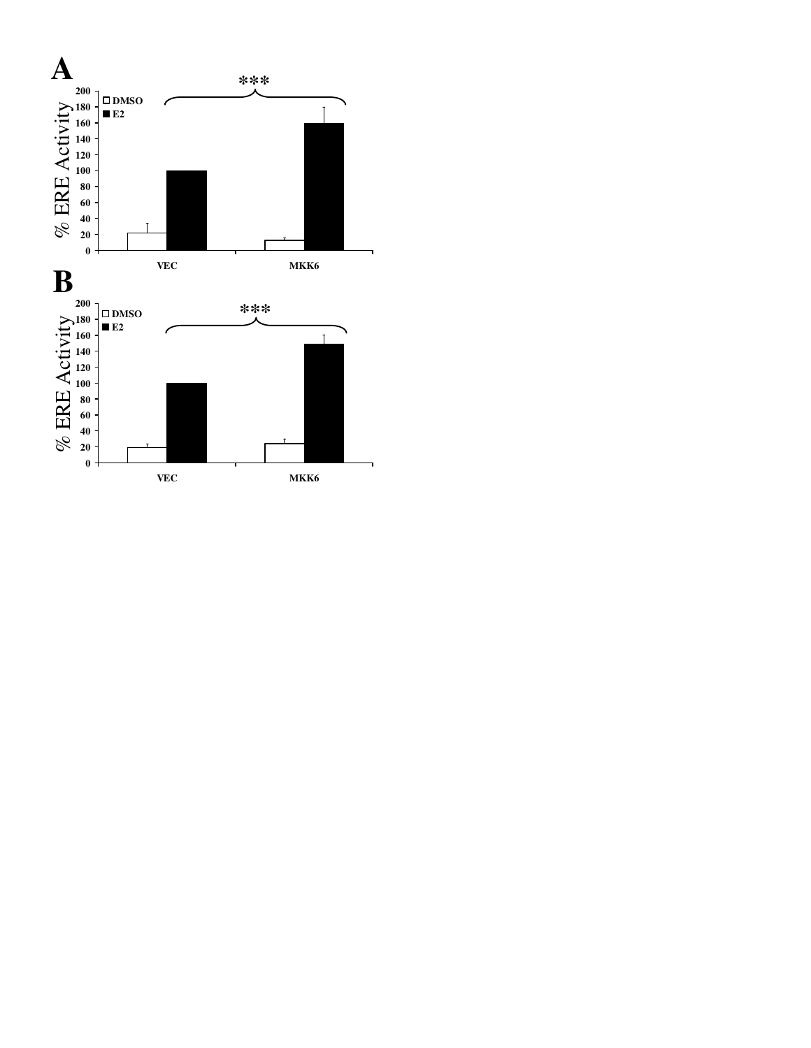**A**

% ERE Activity

□ DMSO
■ E2

***

VEC MKK6

**B**

% ERE Activity

□ DMSO
■ E2

***

VEC MKK6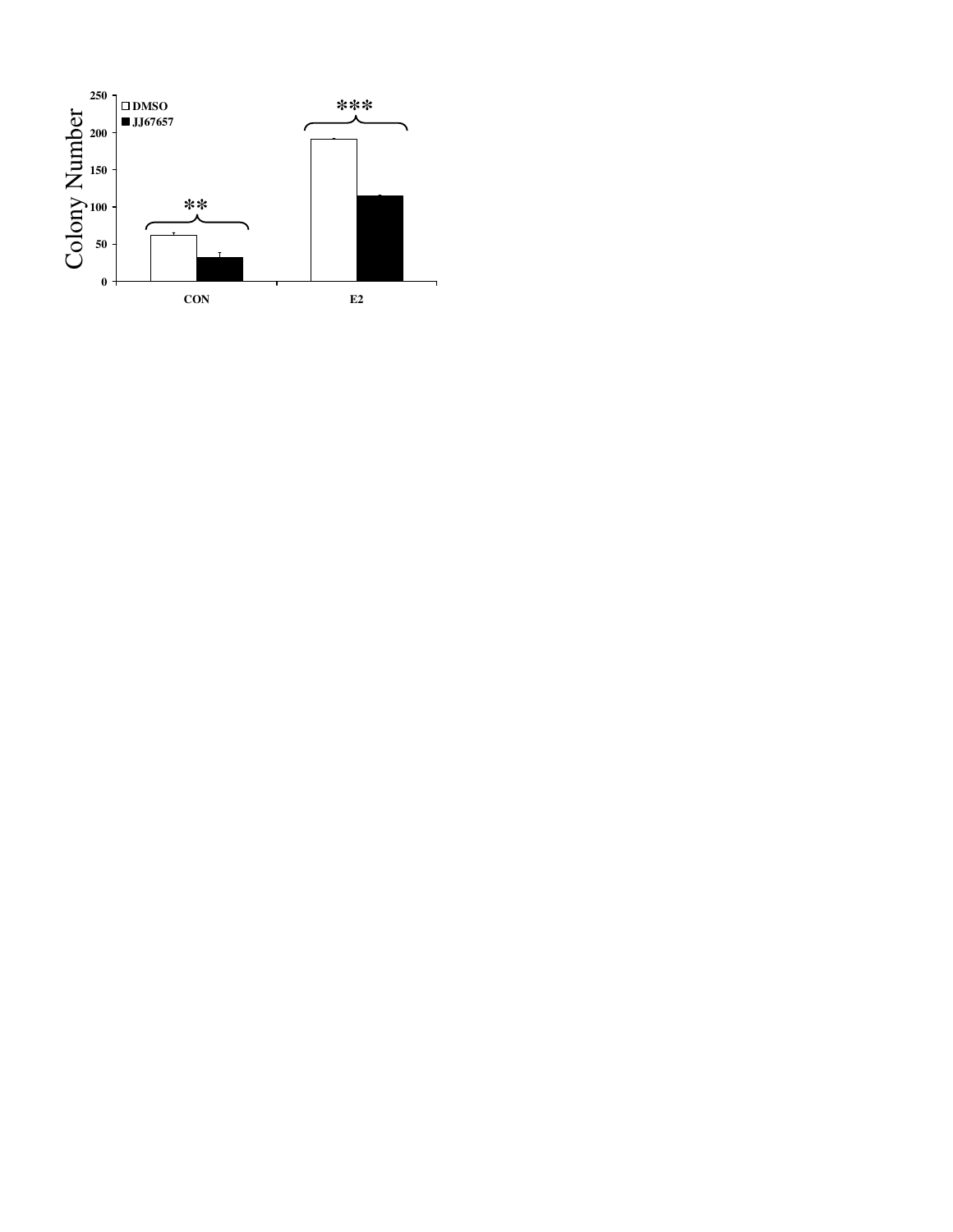Colony Number

250
200
150
100
50
0

□ DMSO
■ JJ67657

**
***

CON
E2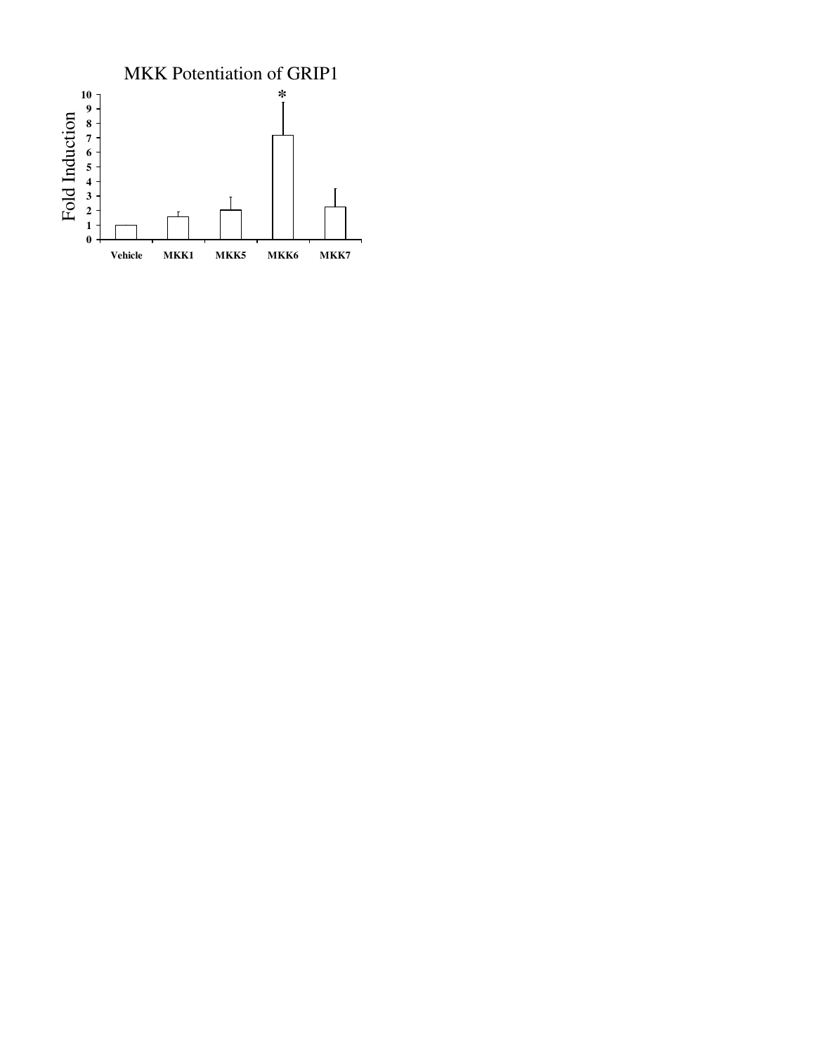MKK Potentiation of GRIP1

Fold Induction

Vehicle MKK1 MKK5 MKK6 MKK7

*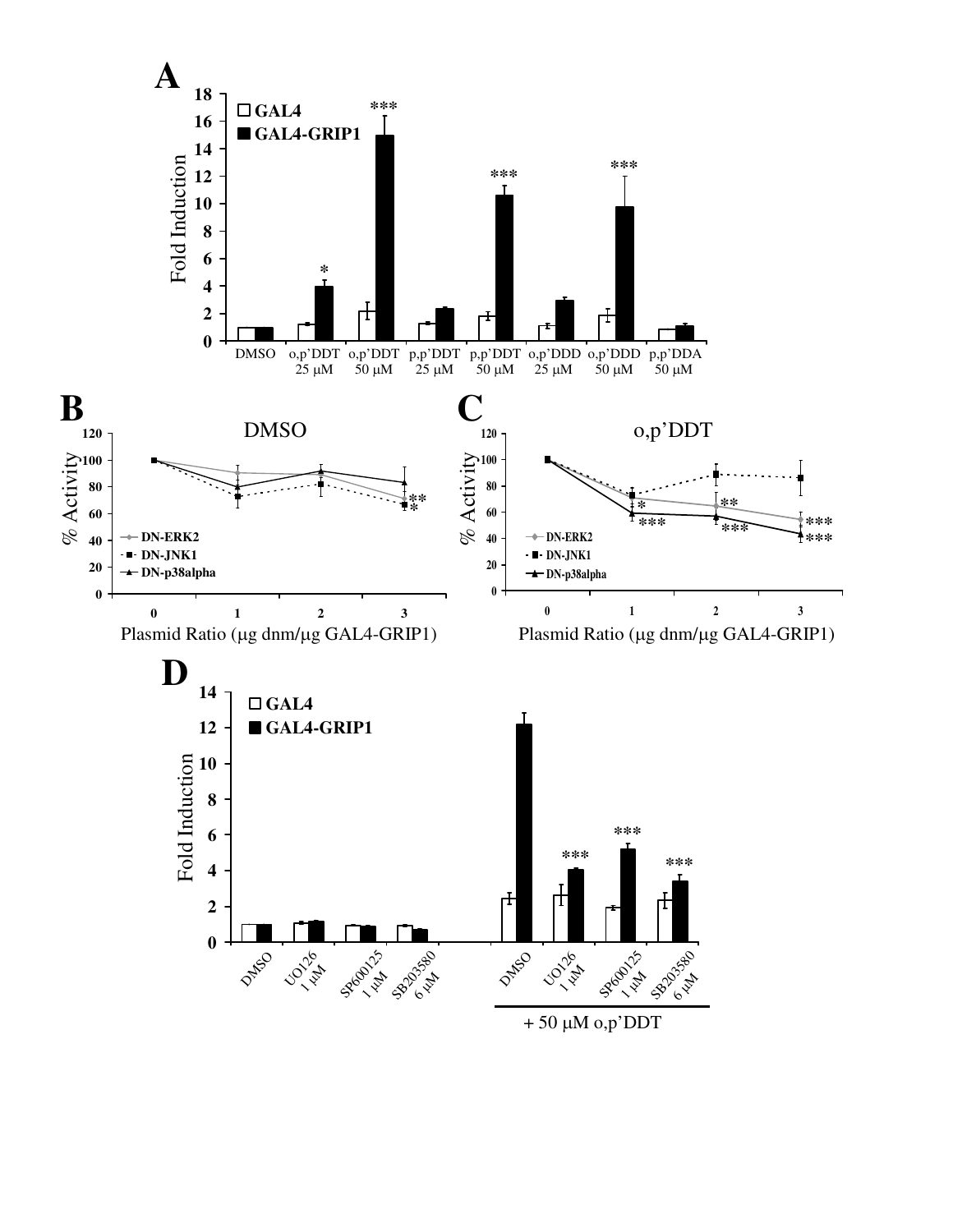**A**

Fold Induction

□ GAL4
■ GAL4-GRIP1

DMSO | o,p'DDT 25 μM | o,p'DDT 50 μM | p,p'DDT 25 μM | p,p'DDT 50 μM | o,p'DDD 25 μM | o,p'DDD 50 μM | p,p'DDA 50 μM

**B**

DMSO

% Activity

DN-ERK2
DN-JNK1
DN-p38alpha

Plasmid Ratio (μg dnm/μg GAL4-GRIP1)

**C**

o,p'DDT

% Activity

DN-ERK2
DN-JNK1
DN-p38alpha

Plasmid Ratio (μg dnm/μg GAL4-GRIP1)

**D**

Fold Induction

□ GAL4
■ GAL4-GRIP1

DMSO | UO126 1 μM | SP600125 1 μM | SB203580 6 μM | DMSO | UO126 1 μM | SP600125 1 μM | SB203580 6 μM

+ 50 μM o,p'DDT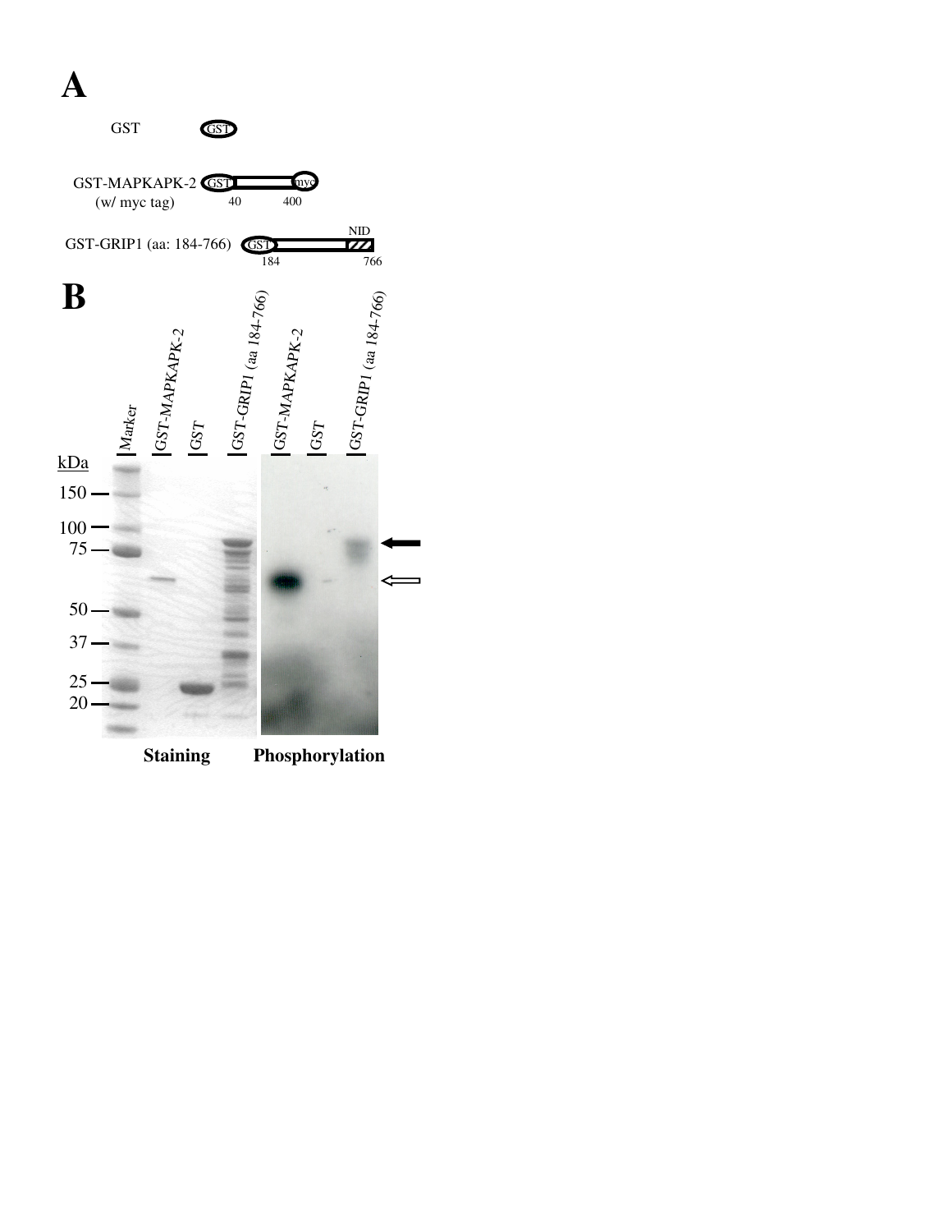**A**

GST

GST-MAPKAPK-2 (w/ myc tag) — GST, 40, 400, myc

GST-GRIP1 (aa: 184-766) — GST, 184, 766, NID

**B**

*Marker* | *GST-MAPKAPK-2* | *GST* | *GST-GRIP1 (aa 184-766)* | *GST-MAPKAPK-2* | *GST* | *GST-GRIP1 (aa 184-766)*

kDa: 150, 100, 75, 50, 37, 25, 20

**Staining** **Phosphorylation**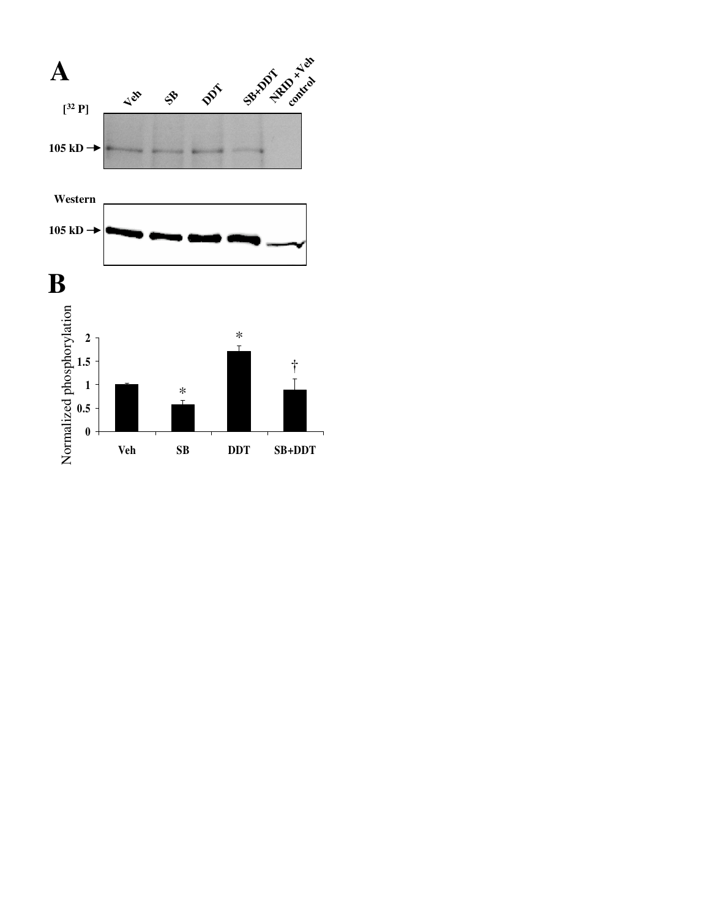**A**

Veh SB DDT SB+DDT NRID +Veh control

[$^{32}$ P]

105 kD →

Western

105 kD →

**B**

Normalized phosphorylation

2
1.5
1
0.5
0

Veh SB DDT SB+DDT

* * †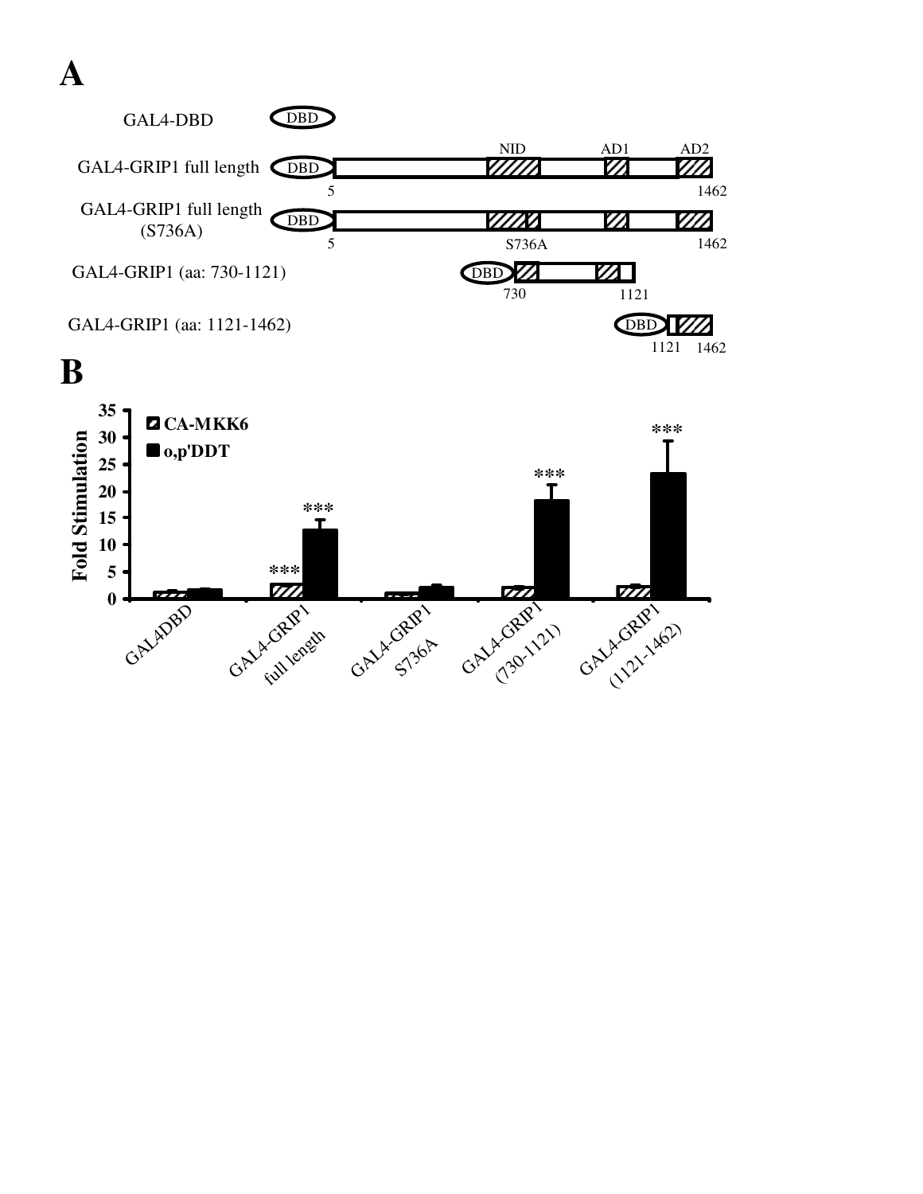**A**

GAL4-DBD — DBD

GAL4-GRIP1 full length — DBD, NID, AD1, AD2 (5–1462)

GAL4-GRIP1 full length (S736A) — DBD, S736A (5–1462)

GAL4-GRIP1 (aa: 730-1121) — DBD (730–1121)

GAL4-GRIP1 (aa: 1121-1462) — DBD (1121–1462)

**B**

Fold Stimulation (0–35)

Legend: CA-MKK6; o,p'DDT

Groups: GAL4DBD; GAL4-GRIP1 full length (CA-MKK6 ***; o,p'DDT ***); GAL4-GRIP1 S736A; GAL4-GRIP1 (730-1121) (o,p'DDT ***); GAL4-GRIP1 (1121-1462) (o,p'DDT ***)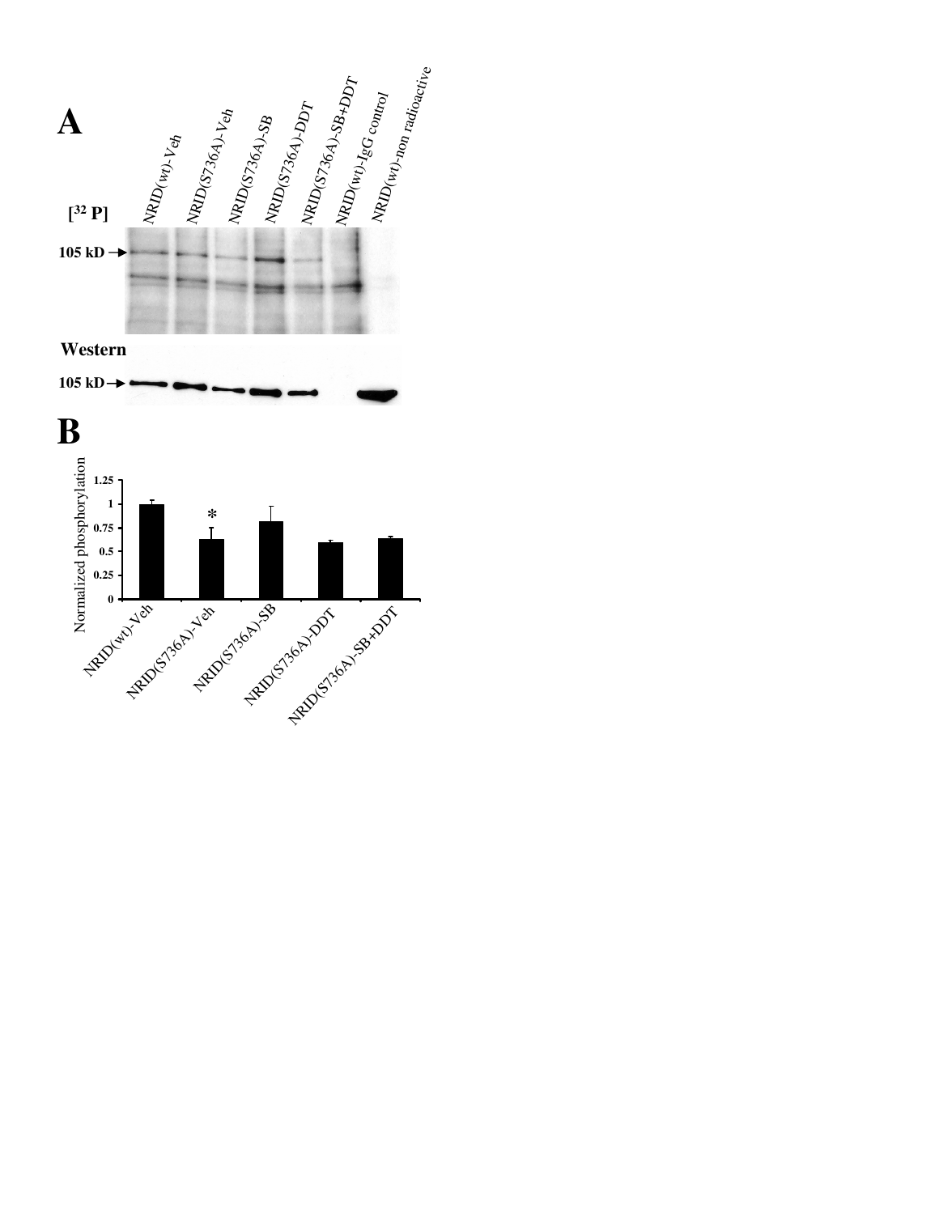**A**

NRID(wt)-Veh, NRID(S736A)-Veh, NRID(S736A)-SB, NRID(S736A)-DDT, NRID(S736A)-SB+DDT, NRID(wt)-IgG control, NRID(wt)-non radioactive

[$^{32}$ P]

105 kD →

Western

105 kD →

**B**

Normalized phosphorylation

1.25, 1, 0.75, 0.5, 0.25, 0

*

NRID(wt)-Veh, NRID(S736A)-Veh, NRID(S736A)-SB, NRID(S736A)-DDT, NRID(S736A)-SB+DDT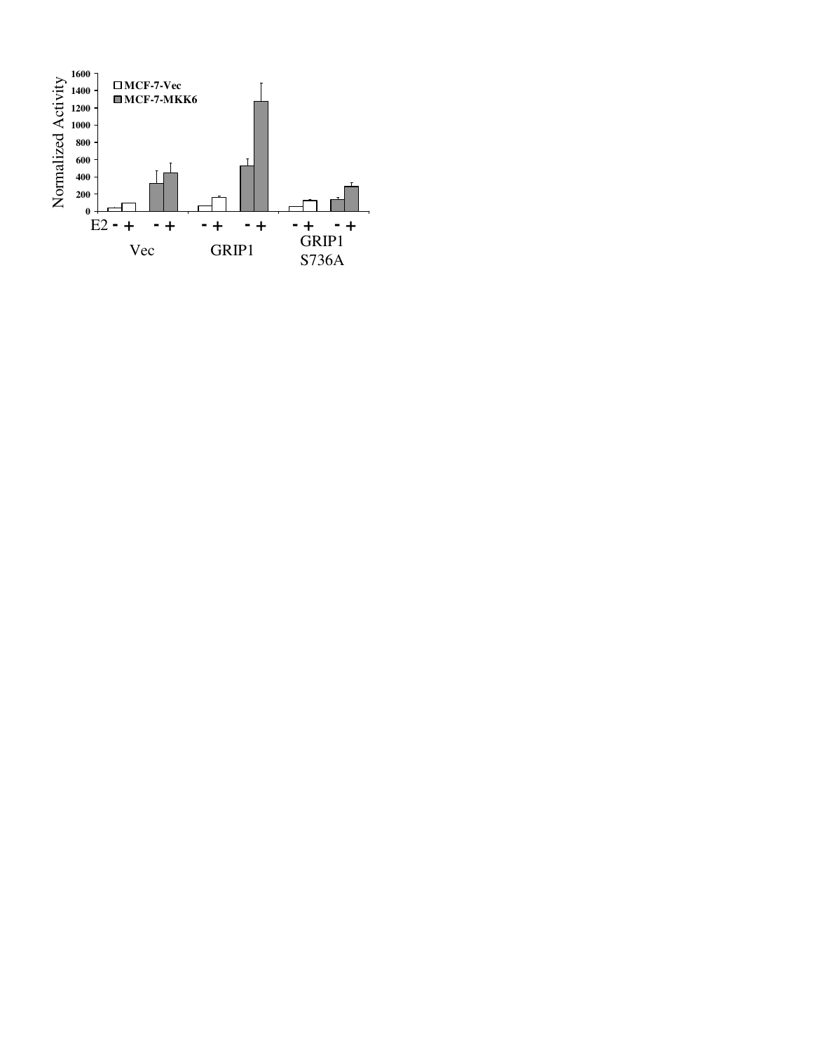1600
1400
1200
1000
800
600
400
200
0

Normalized Activity

MCF-7-Vec
MCF-7-MKK6

E2 - + - + - + - + - + - +

Vec

GRIP1

GRIP1
S736A